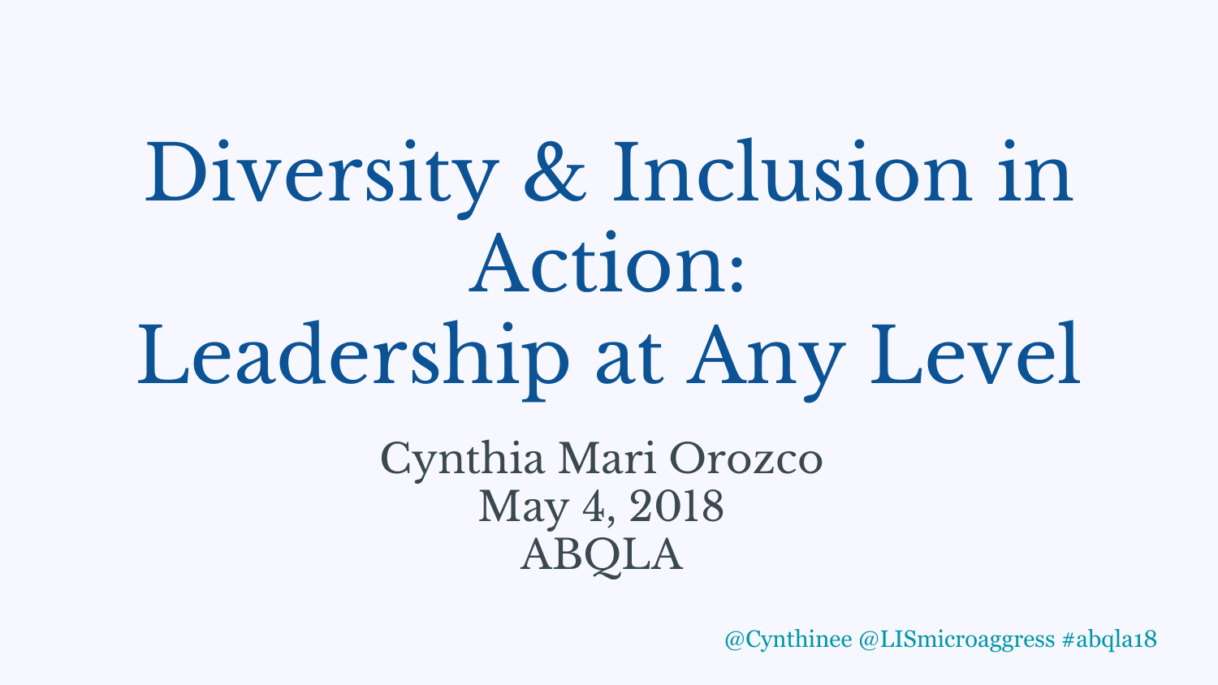# Diversity & Inclusion in Action: Leadership at Any Level

Cynthia Mari Orozco
May 4, 2018
ABQLA

@Cynthinee @LISmicroaggress #abqla18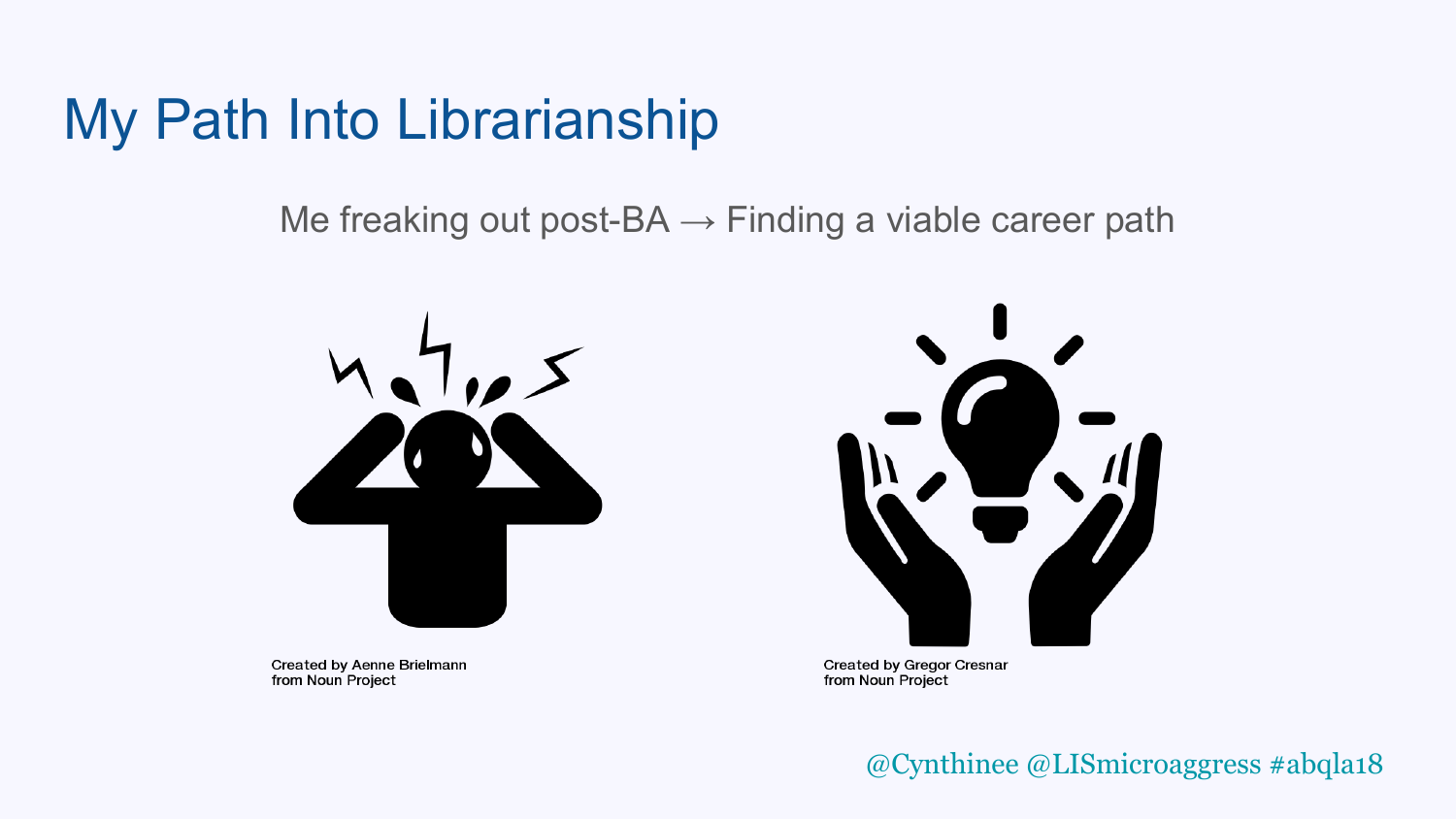# My Path Into Librarianship

Me freaking out post-BA → Finding a viable career path

Created by Aenne Brielmann
from Noun Project

Created by Gregor Cresnar
from Noun Project

@Cynthinee @LISmicroaggress #abqla18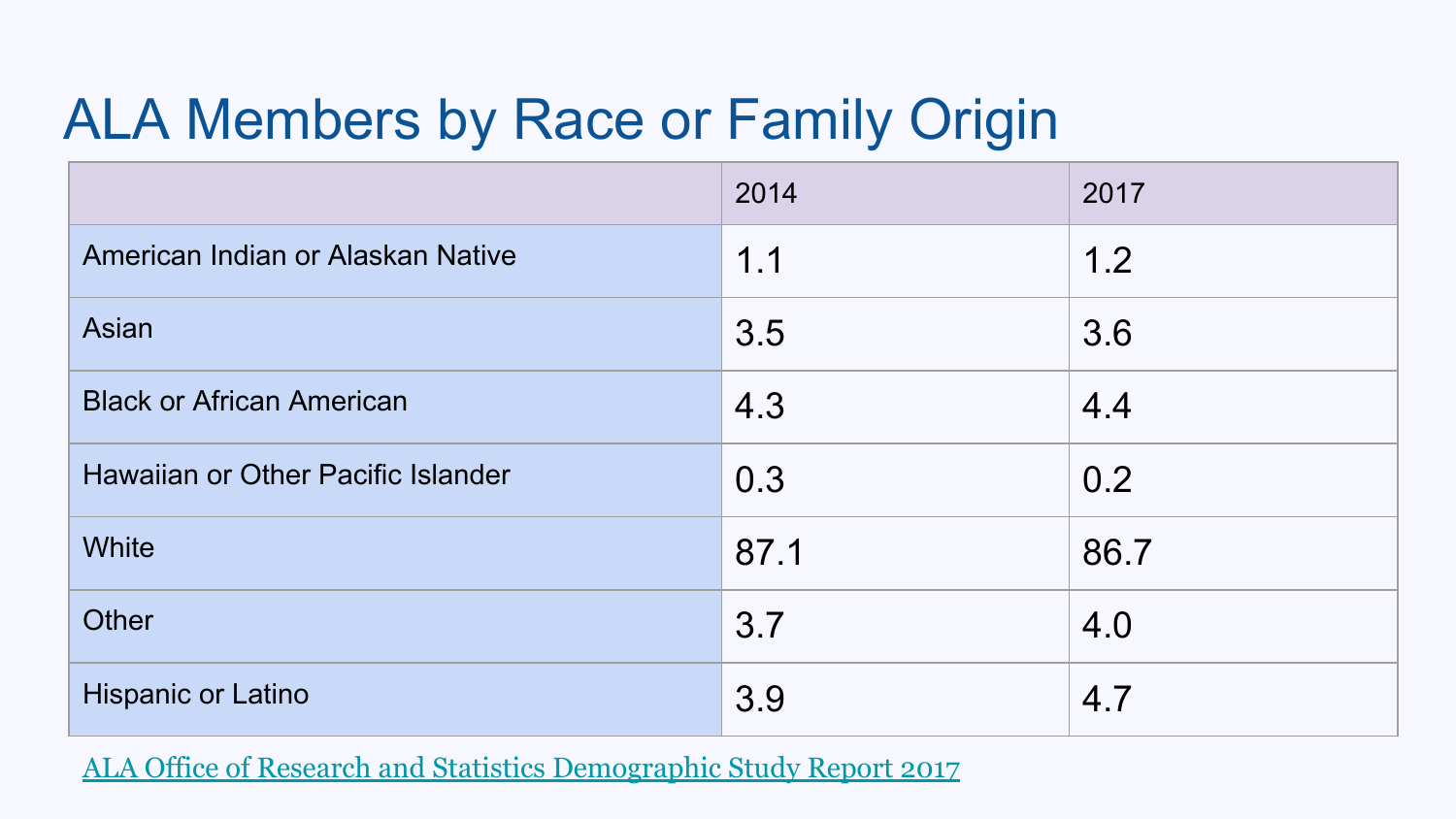# ALA Members by Race or Family Origin

| | 2014 | 2017 |
|---|---|---|
| American Indian or Alaskan Native | 1.1 | 1.2 |
| Asian | 3.5 | 3.6 |
| Black or African American | 4.3 | 4.4 |
| Hawaiian or Other Pacific Islander | 0.3 | 0.2 |
| White | 87.1 | 86.7 |
| Other | 3.7 | 4.0 |
| Hispanic or Latino | 3.9 | 4.7 |

ALA Office of Research and Statistics Demographic Study Report 2017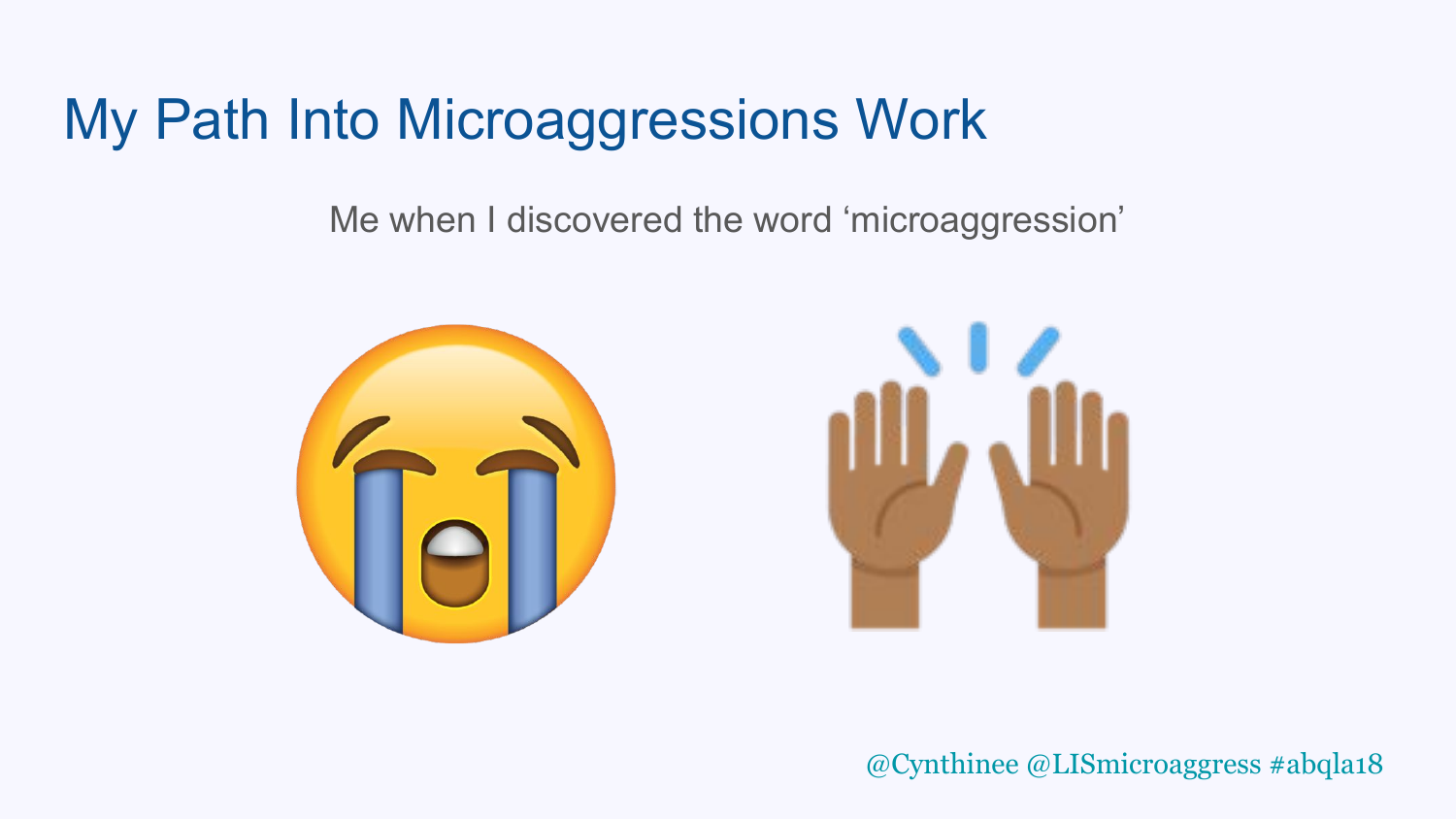# My Path Into Microaggressions Work

Me when I discovered the word 'microaggression'

@Cynthinee @LISmicroaggress #abqla18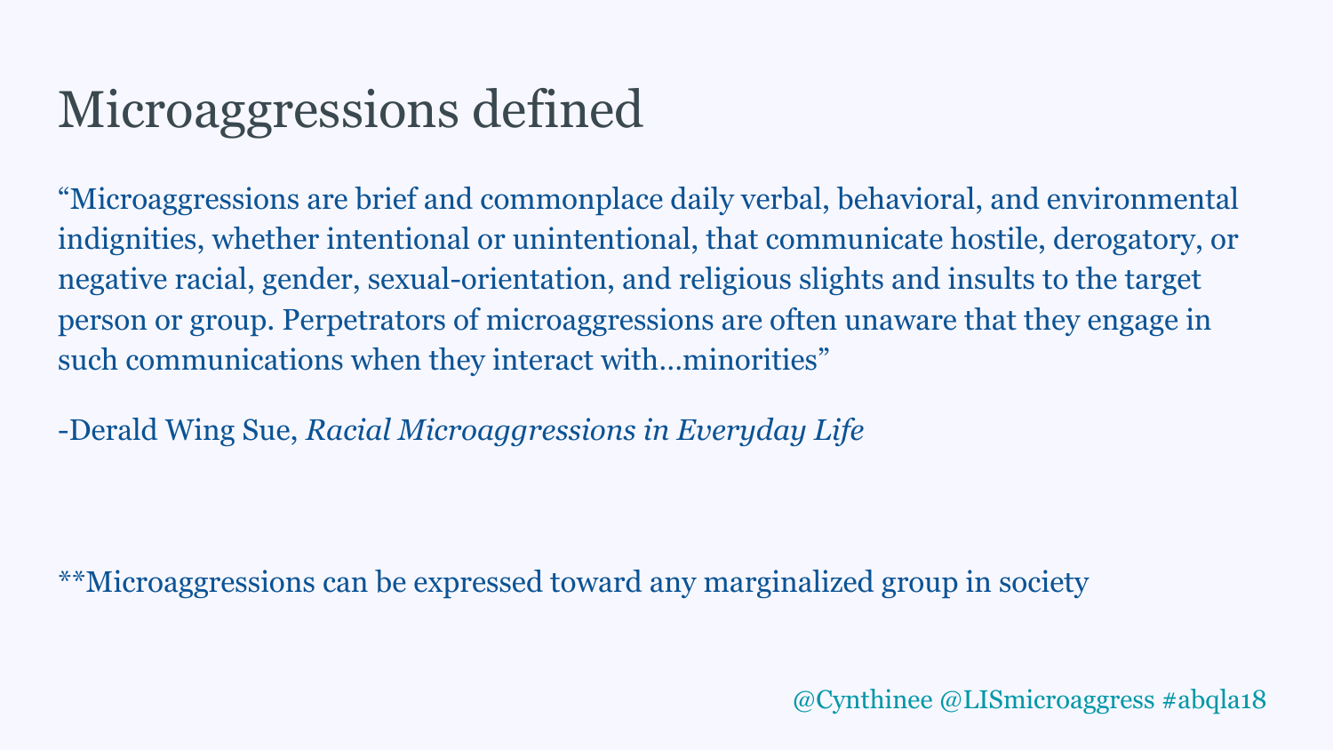# Microaggressions defined

"Microaggressions are brief and commonplace daily verbal, behavioral, and environmental indignities, whether intentional or unintentional, that communicate hostile, derogatory, or negative racial, gender, sexual-orientation, and religious slights and insults to the target person or group. Perpetrators of microaggressions are often unaware that they engage in such communications when they interact with…minorities"

-Derald Wing Sue, *Racial Microaggressions in Everyday Life*

**Microaggressions can be expressed toward any marginalized group in society

@Cynthinee @LISmicroaggress #abqla18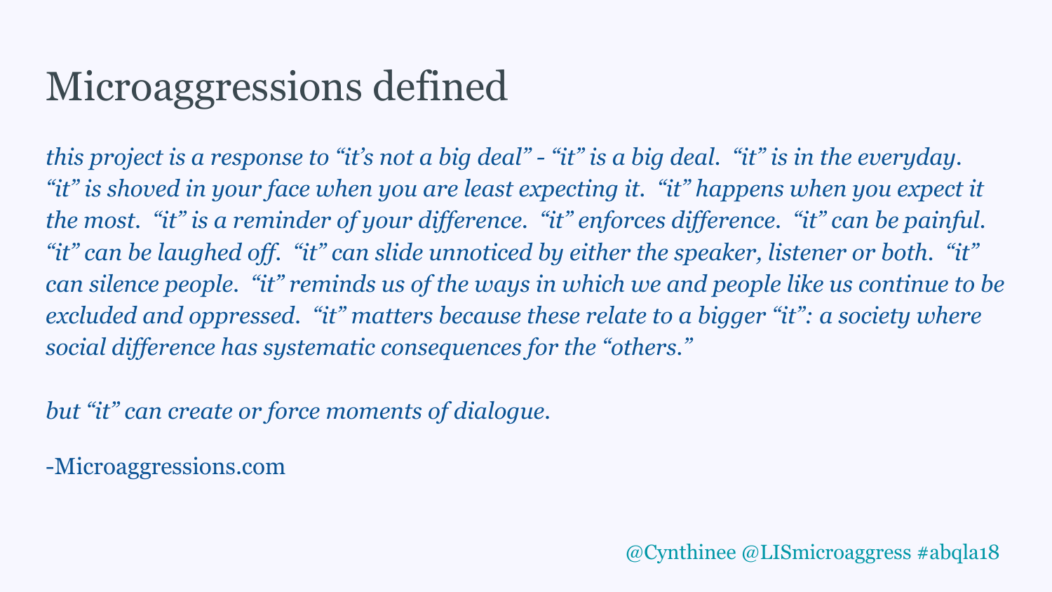# Microaggressions defined

*this project is a response to "it's not a big deal" - "it" is a big deal. "it" is in the everyday. "it" is shoved in your face when you are least expecting it. "it" happens when you expect it the most. "it" is a reminder of your difference. "it" enforces difference. "it" can be painful. "it" can be laughed off. "it" can slide unnoticed by either the speaker, listener or both. "it" can silence people. "it" reminds us of the ways in which we and people like us continue to be excluded and oppressed. "it" matters because these relate to a bigger "it": a society where social difference has systematic consequences for the "others."*

*but "it" can create or force moments of dialogue.*

-Microaggressions.com

@Cynthinee @LISmicroaggress #abqla18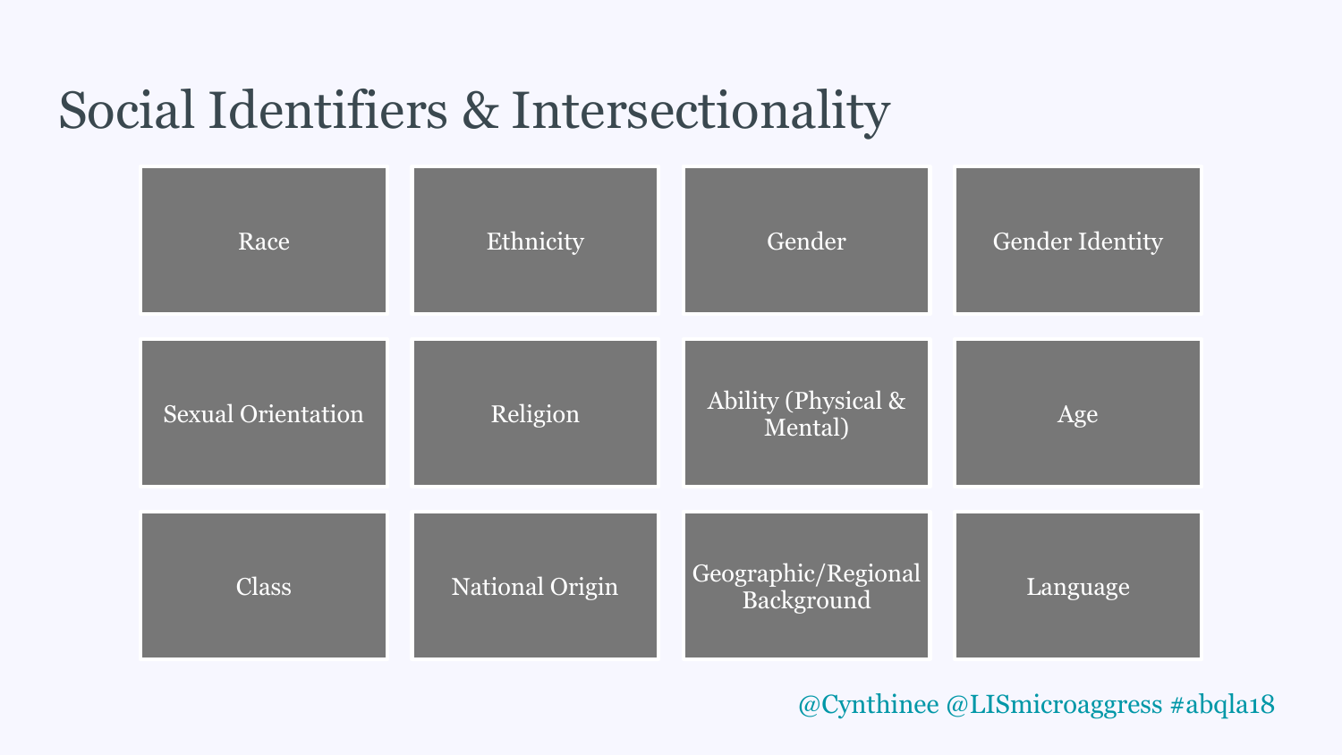# Social Identifiers & Intersectionality

- Race
- Ethnicity
- Gender
- Gender Identity
- Sexual Orientation
- Religion
- Ability (Physical & Mental)
- Age
- Class
- National Origin
- Geographic/Regional Background
- Language

@Cynthinee @LISmicroaggress #abqla18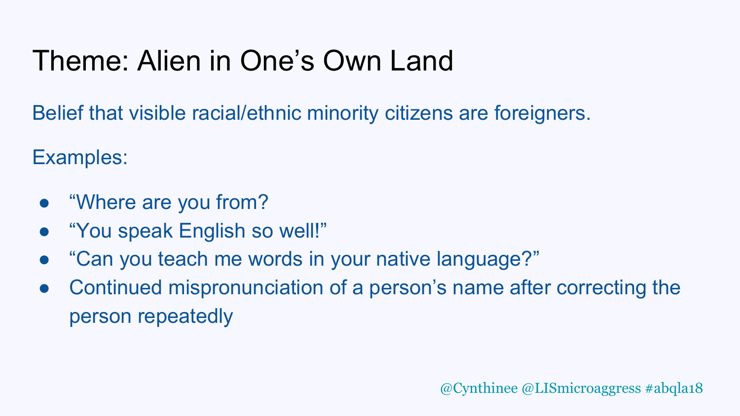# Theme: Alien in One's Own Land

Belief that visible racial/ethnic minority citizens are foreigners.

Examples:

- "Where are you from?
- "You speak English so well!"
- "Can you teach me words in your native language?"
- Continued mispronunciation of a person's name after correcting the person repeatedly

@Cynthinee @LISmicroaggress #abqla18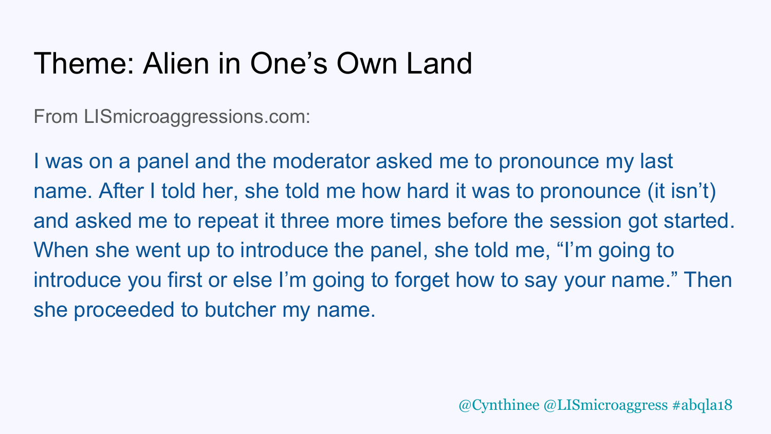# Theme: Alien in One's Own Land

From LISmicroaggressions.com:

I was on a panel and the moderator asked me to pronounce my last name. After I told her, she told me how hard it was to pronounce (it isn't) and asked me to repeat it three more times before the session got started. When she went up to introduce the panel, she told me, "I'm going to introduce you first or else I'm going to forget how to say your name." Then she proceeded to butcher my name.

@Cynthinee @LISmicroaggress #abqla18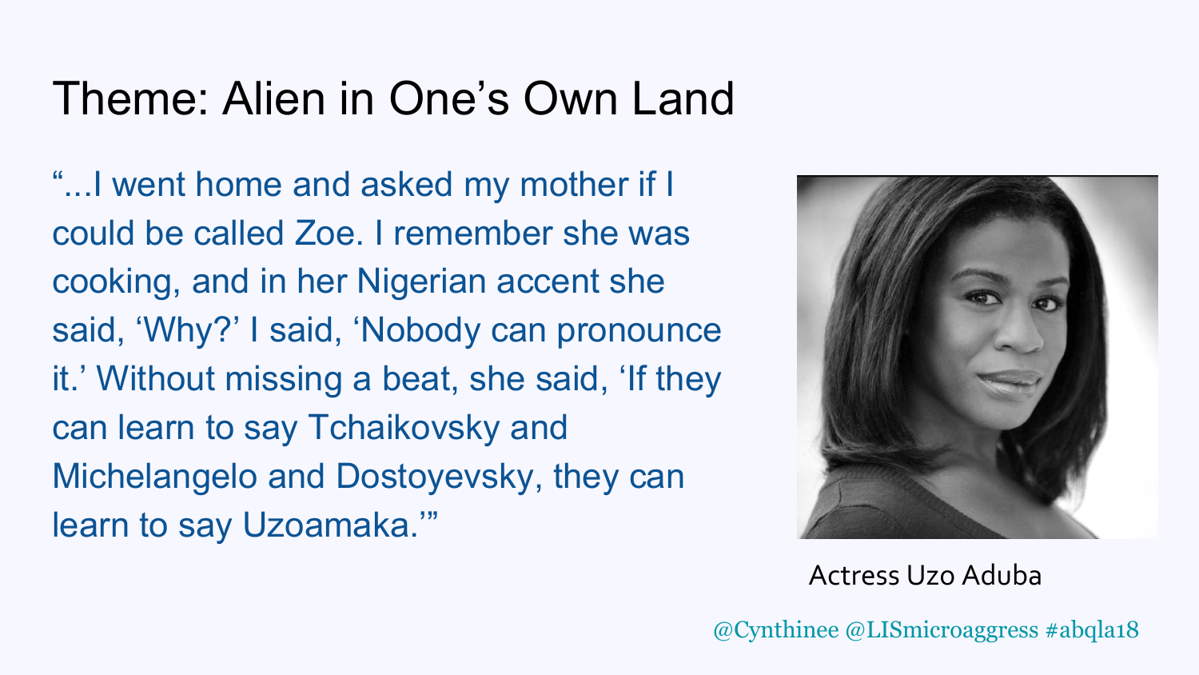# Theme: Alien in One's Own Land

"...I went home and asked my mother if I could be called Zoe. I remember she was cooking, and in her Nigerian accent she said, 'Why?' I said, 'Nobody can pronounce it.' Without missing a beat, she said, 'If they can learn to say Tchaikovsky and Michelangelo and Dostoyevsky, they can learn to say Uzoamaka.'"

Actress Uzo Aduba

@Cynthinee @LISmicroaggress #abqla18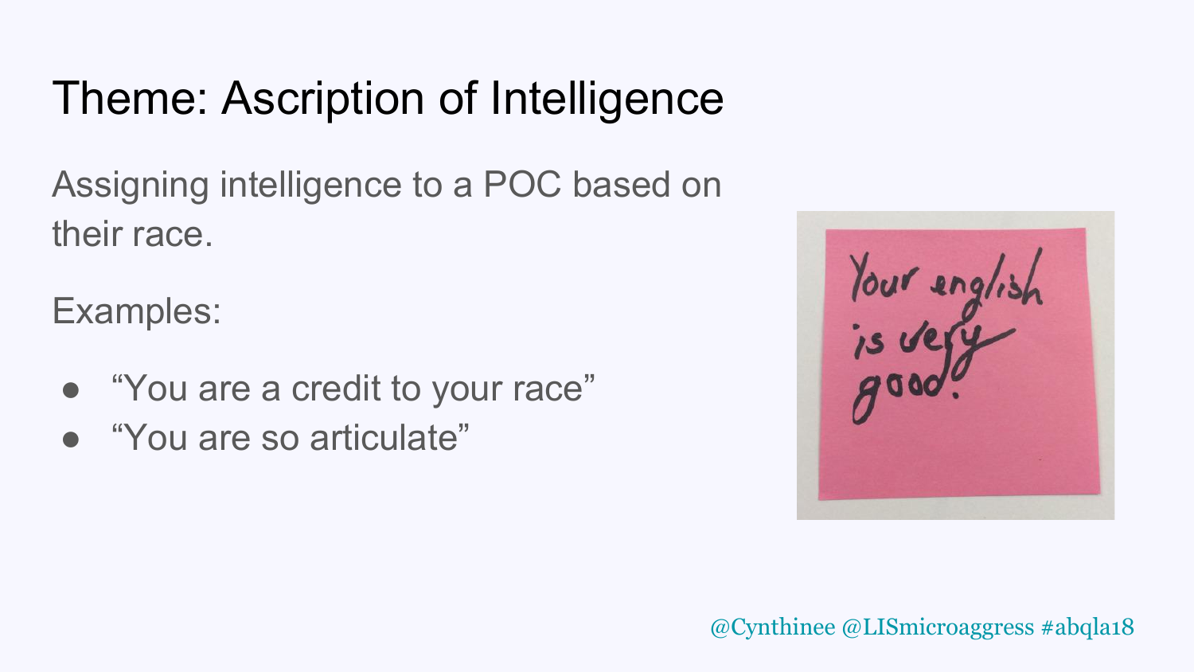# Theme: Ascription of Intelligence

Assigning intelligence to a POC based on their race.

Examples:

- "You are a credit to your race"
- "You are so articulate"

Your english is very good!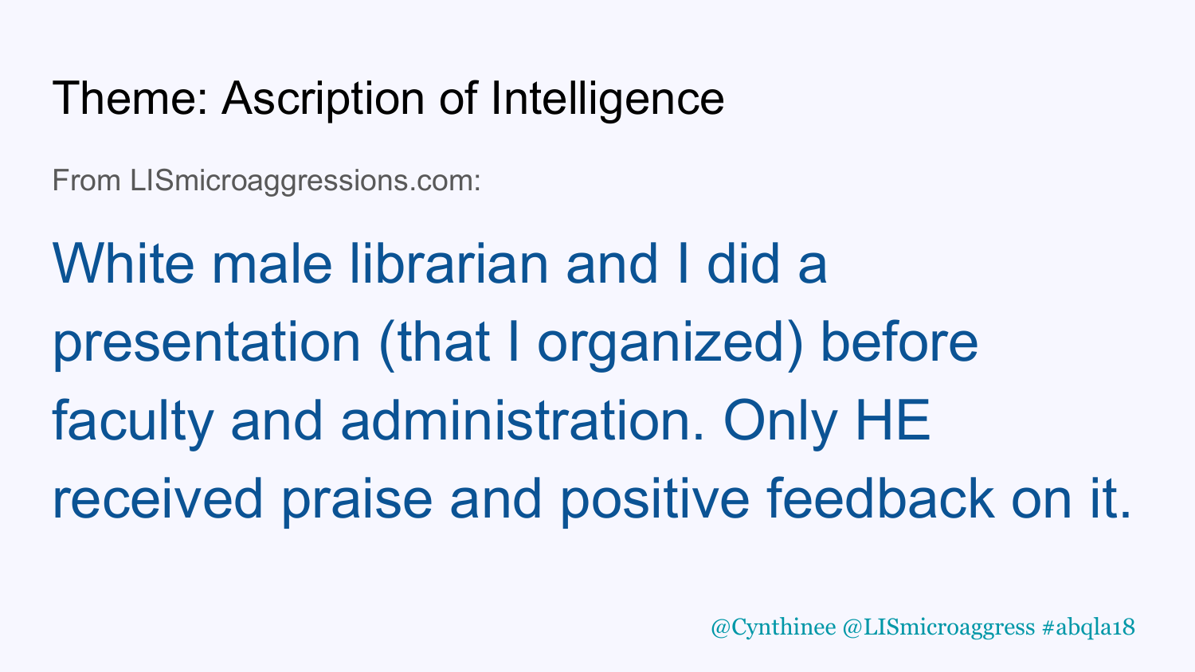# Theme: Ascription of Intelligence

From LISmicroaggressions.com:

White male librarian and I did a presentation (that I organized) before faculty and administration. Only HE received praise and positive feedback on it.

@Cynthinee @LISmicroaggress #abqla18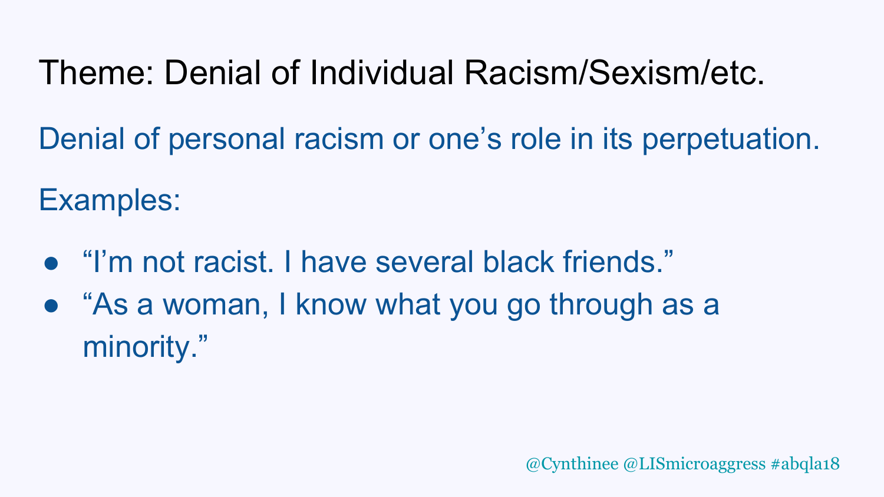# Theme: Denial of Individual Racism/Sexism/etc.

Denial of personal racism or one's role in its perpetuation.

Examples:

- "I'm not racist. I have several black friends."
- "As a woman, I know what you go through as a minority."

@Cynthinee @LISmicroaggress #abqla18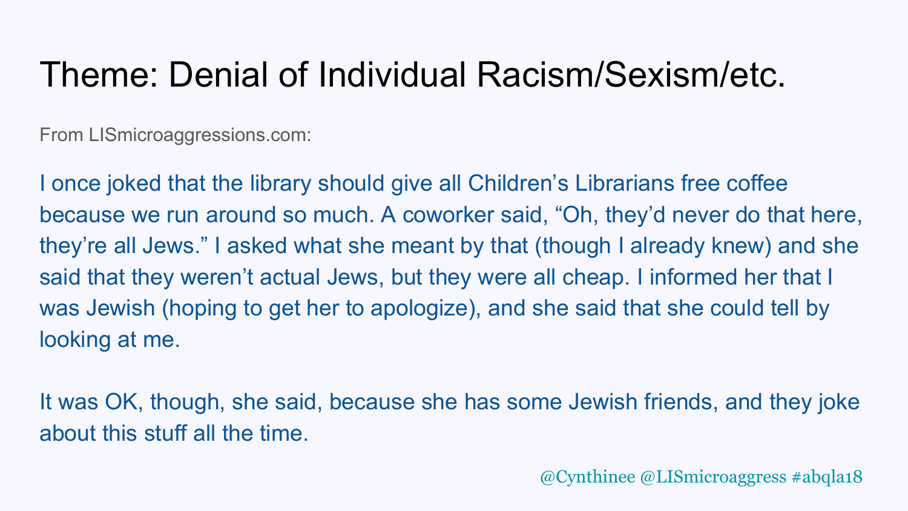# Theme: Denial of Individual Racism/Sexism/etc.

From LISmicroaggressions.com:

I once joked that the library should give all Children's Librarians free coffee because we run around so much. A coworker said, "Oh, they'd never do that here, they're all Jews." I asked what she meant by that (though I already knew) and she said that they weren't actual Jews, but they were all cheap. I informed her that I was Jewish (hoping to get her to apologize), and she said that she could tell by looking at me.

It was OK, though, she said, because she has some Jewish friends, and they joke about this stuff all the time.

@Cynthinee @LISmicroaggress #abqla18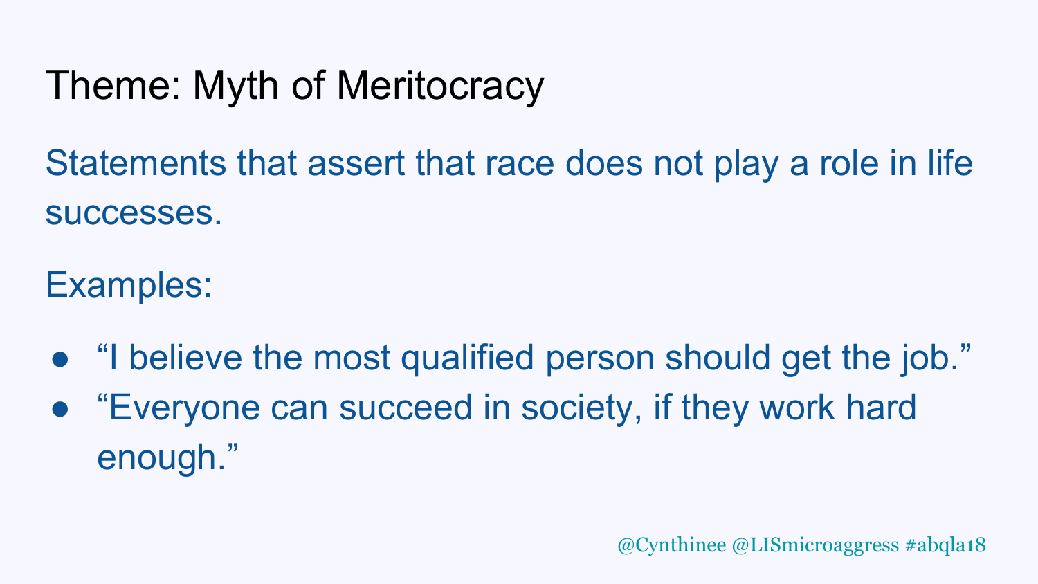# Theme: Myth of Meritocracy

Statements that assert that race does not play a role in life successes.

Examples:

- "I believe the most qualified person should get the job."
- "Everyone can succeed in society, if they work hard enough."

@Cynthinee @LISmicroaggress #abqla18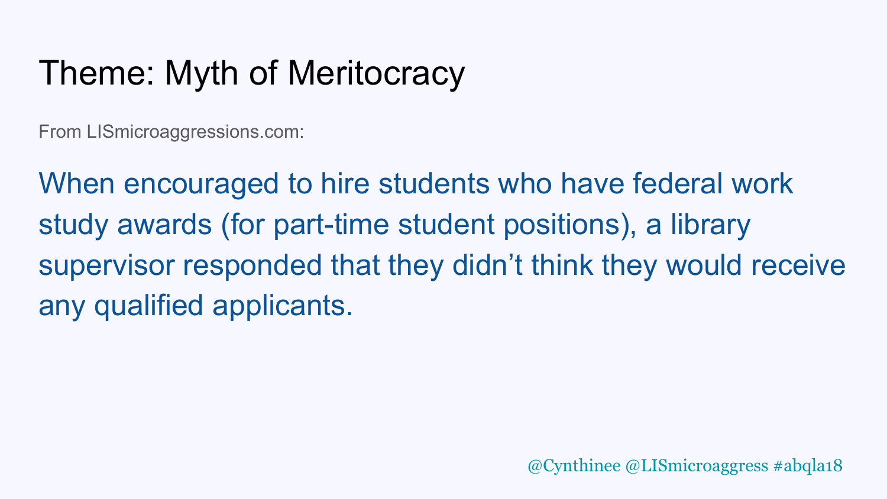# Theme: Myth of Meritocracy

From LISmicroaggressions.com:

When encouraged to hire students who have federal work study awards (for part-time student positions), a library supervisor responded that they didn't think they would receive any qualified applicants.

@Cynthinee @LISmicroaggress #abqla18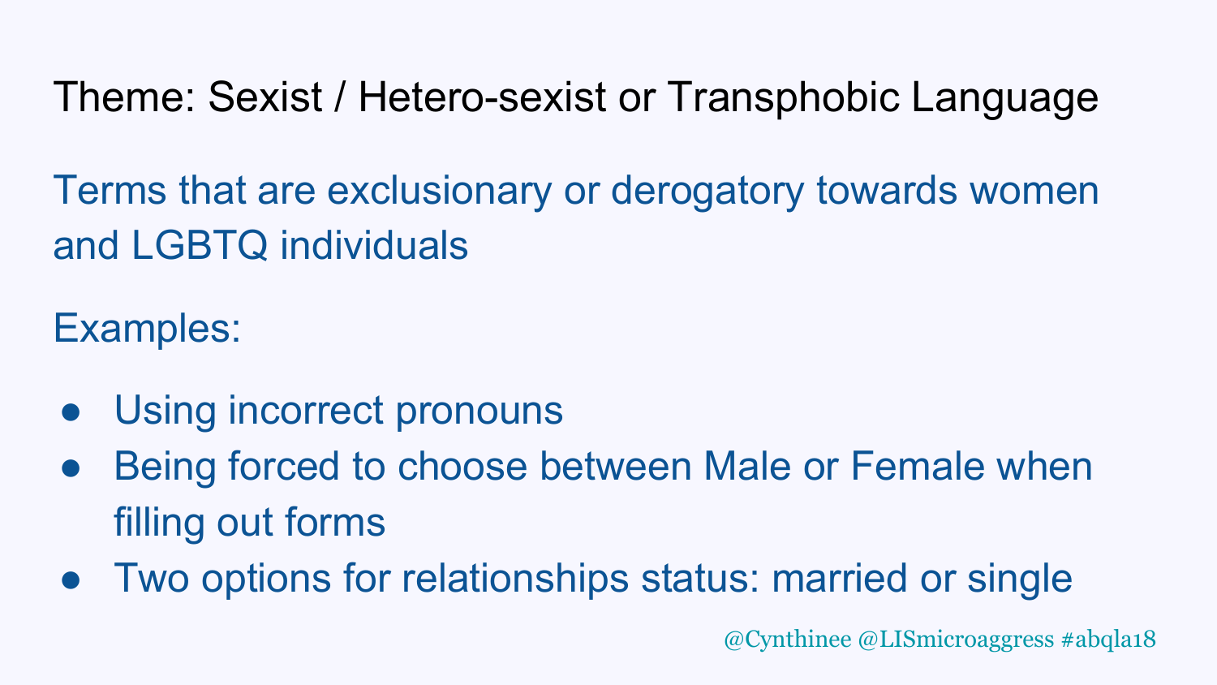# Theme: Sexist / Hetero-sexist or Transphobic Language

Terms that are exclusionary or derogatory towards women and LGBTQ individuals

Examples:

- Using incorrect pronouns
- Being forced to choose between Male or Female when filling out forms
- Two options for relationships status: married or single

@Cynthinee @LISmicroaggress #abqla18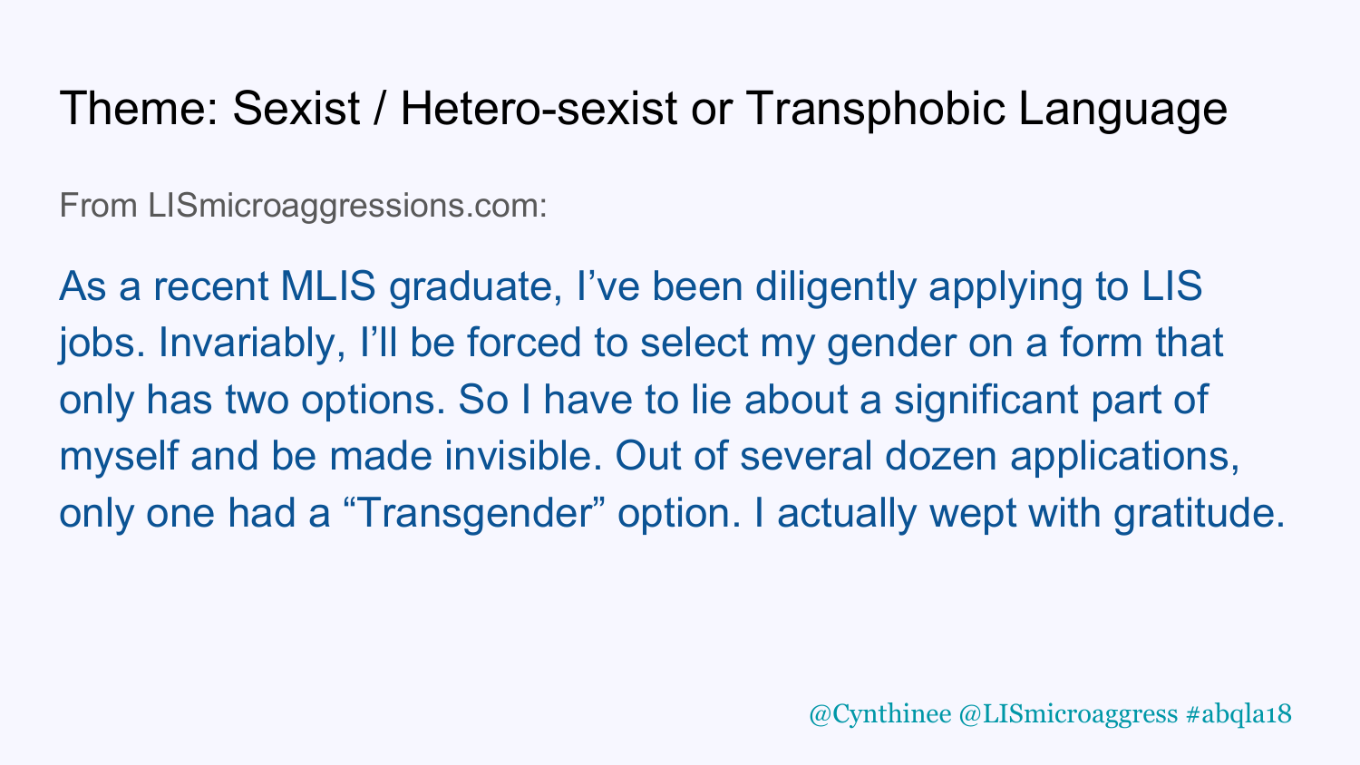# Theme: Sexist / Hetero-sexist or Transphobic Language

From LISmicroaggressions.com:

As a recent MLIS graduate, I've been diligently applying to LIS jobs. Invariably, I'll be forced to select my gender on a form that only has two options. So I have to lie about a significant part of myself and be made invisible. Out of several dozen applications, only one had a "Transgender" option. I actually wept with gratitude.

@Cynthinee @LISmicroaggress #abqla18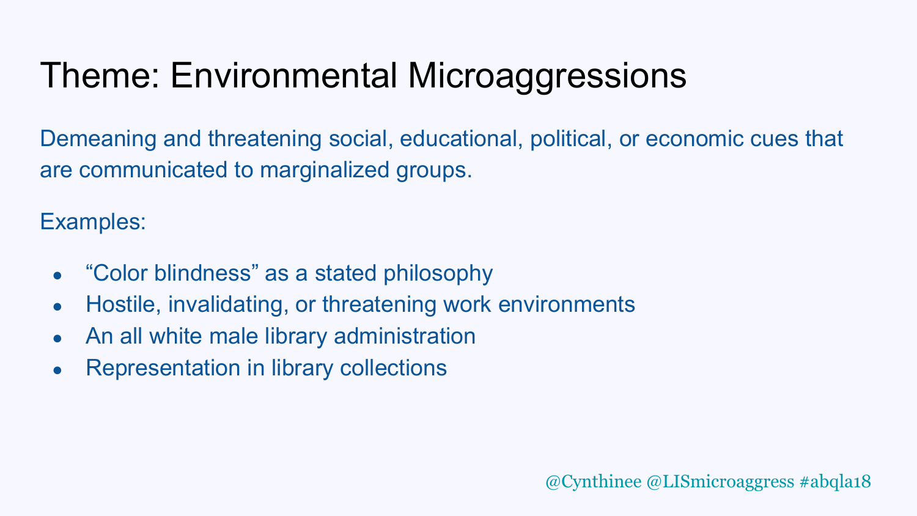# Theme: Environmental Microaggressions

Demeaning and threatening social, educational, political, or economic cues that are communicated to marginalized groups.

Examples:

- “Color blindness” as a stated philosophy
- Hostile, invalidating, or threatening work environments
- An all white male library administration
- Representation in library collections

@Cynthinee @LISmicroaggress #abqla18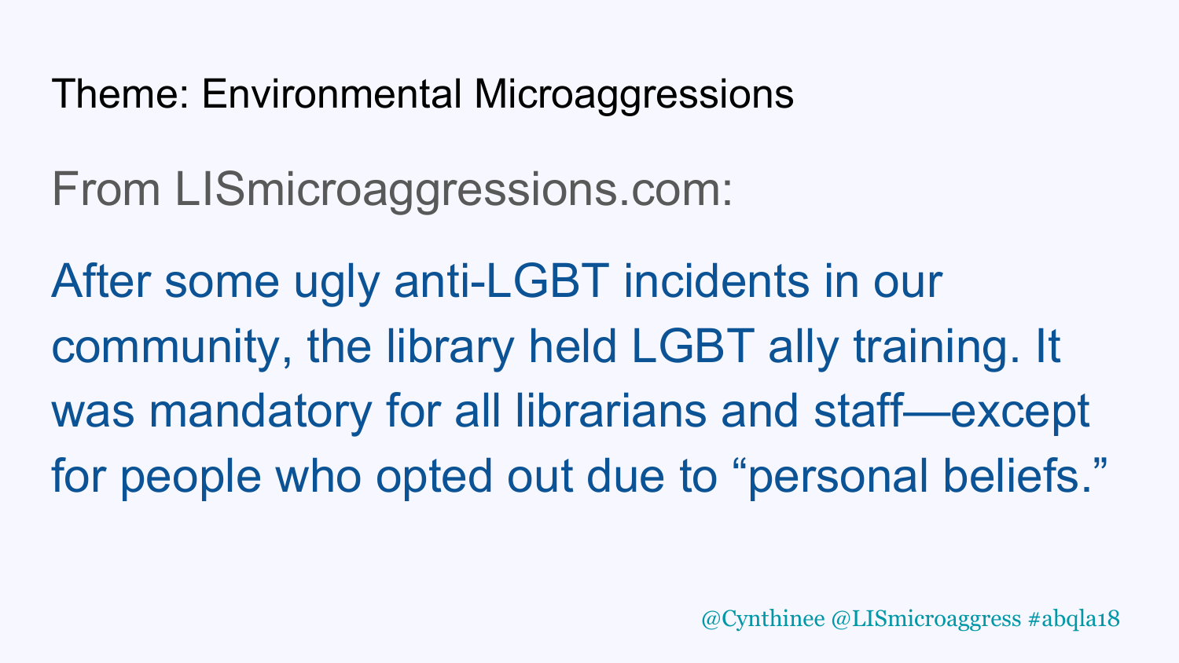# Theme: Environmental Microaggressions

From LISmicroaggressions.com:

After some ugly anti-LGBT incidents in our community, the library held LGBT ally training. It was mandatory for all librarians and staff—except for people who opted out due to “personal beliefs.”

@Cynthinee @LISmicroaggress #abqla18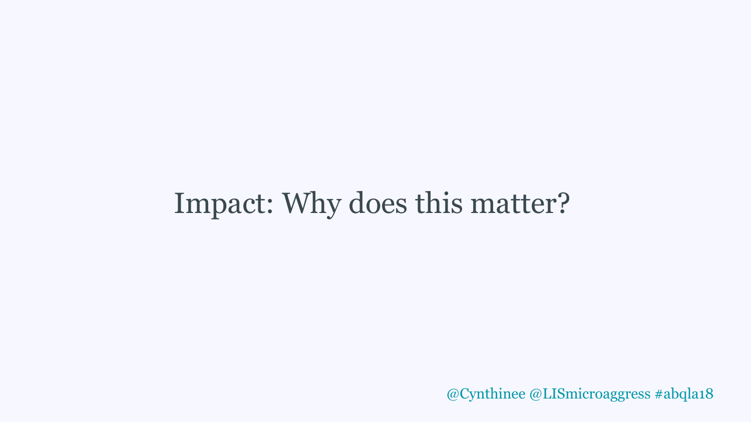# Impact: Why does this matter?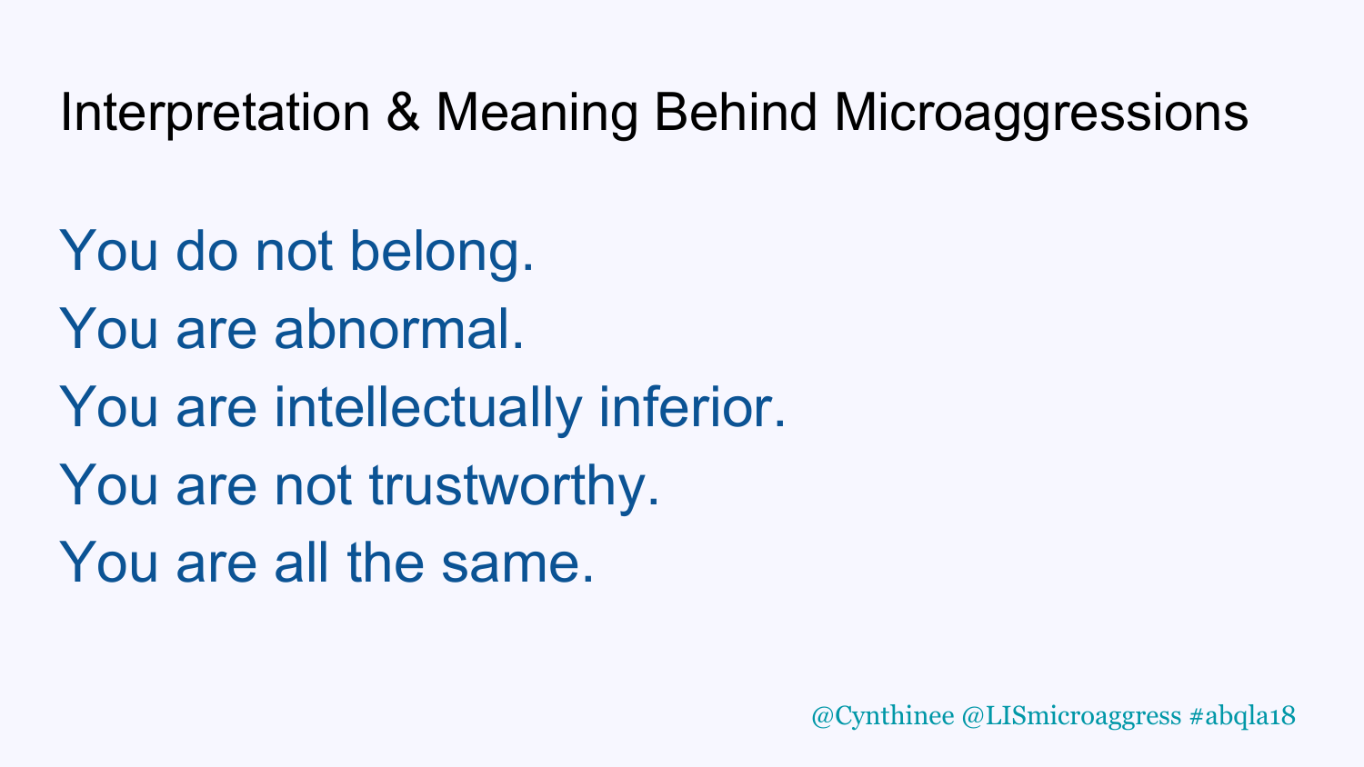# Interpretation & Meaning Behind Microaggressions

You do not belong.
You are abnormal.
You are intellectually inferior.
You are not trustworthy.
You are all the same.

@Cynthinee @LISmicroaggress #abqla18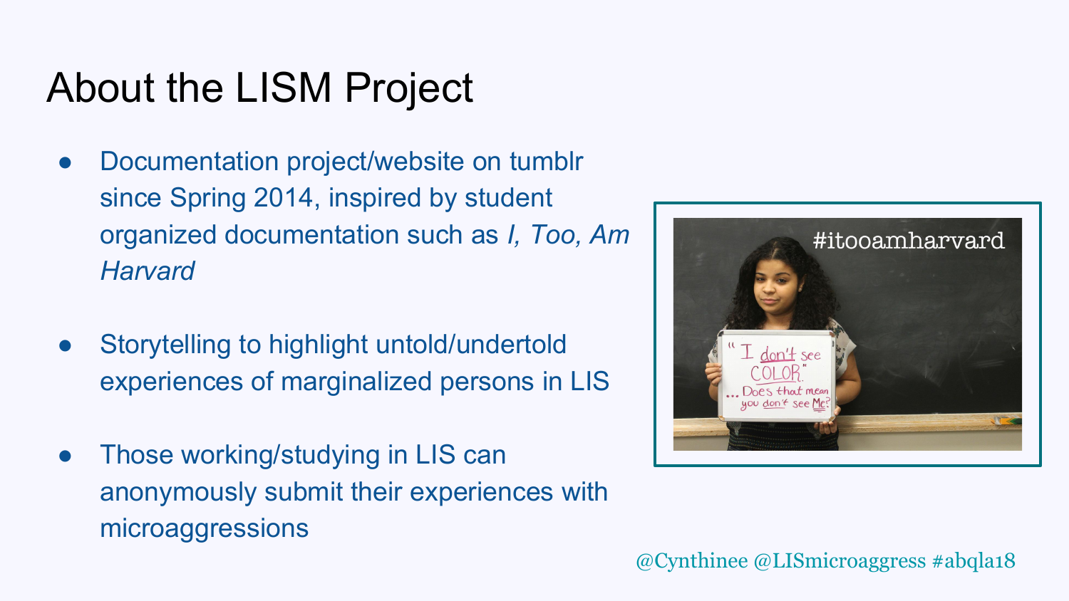# About the LISM Project

- Documentation project/website on tumblr since Spring 2014, inspired by student organized documentation such as *I, Too, Am Harvard*
- Storytelling to highlight untold/undertold experiences of marginalized persons in LIS
- Those working/studying in LIS can anonymously submit their experiences with microaggressions

@Cynthinee @LISmicroaggress #abqla18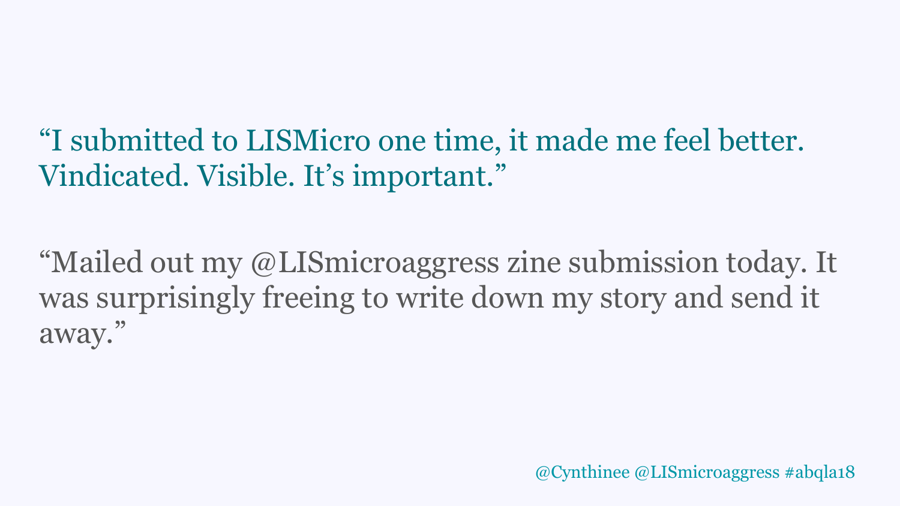"I submitted to LISMicro one time, it made me feel better. Vindicated. Visible. It's important."

"Mailed out my @LISmicroaggress zine submission today. It was surprisingly freeing to write down my story and send it away."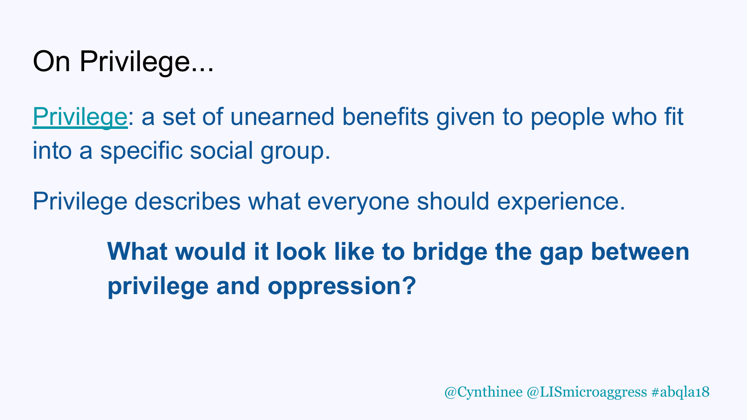# On Privilege...

Privilege: a set of unearned benefits given to people who fit into a specific social group.

Privilege describes what everyone should experience.

**What would it look like to bridge the gap between privilege and oppression?**

@Cynthinee @LISmicroaggress #abqla18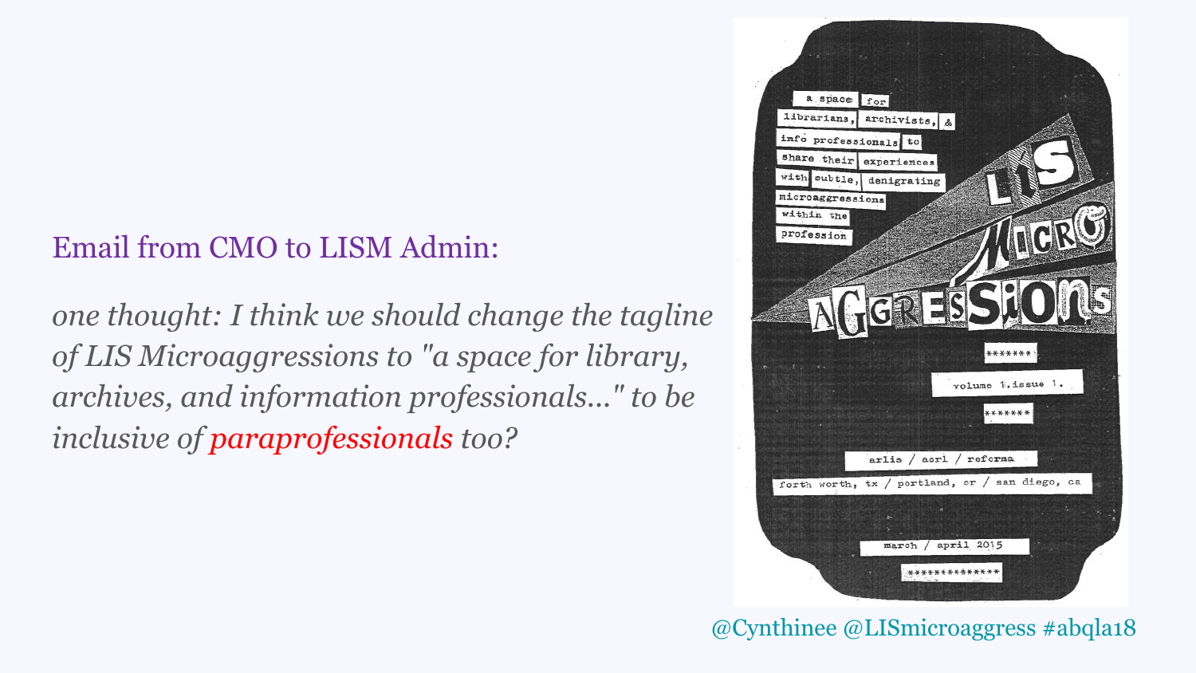Email from CMO to LISM Admin:

*one thought: I think we should change the tagline of LIS Microaggressions to "a space for library, archives, and information professionals..." to be inclusive of paraprofessionals too?*

a space for librarians, archivists, & info professionals to share their experiences with subtle, denigrating microaggressions within the profession

LIS MICRO AGGRESSIONS

*******

volume 1.issue 1.

*******

arlis / acrl / reforma

forth worth, tx / portland, or / san diego, ca

march / april 2015

**************

@Cynthinee @LISmicroaggress #abqla18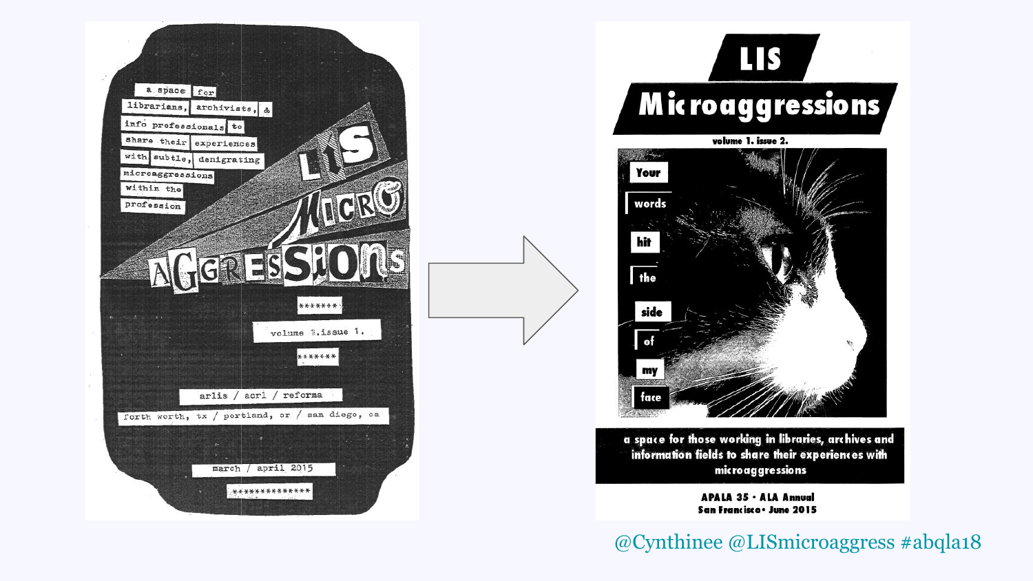a space for librarians, archivists, & info professionals to share their experiences with subtle, denigrating microaggressions within the profession

LIS MICRO AGGRESSIONS

*******

volume 1.issue 1.

*******

arlis / acrl / reforma

forth worth, tx / portland, or / san diego, ca

march / april 2015

**************

LIS

Microaggressions

volume 1. issue 2.

Your words hit the side of my face

a space for those working in libraries, archives and information fields to share their experiences with microaggressions

APALA 35 • ALA Annual

San Francisco • June 2015

@Cynthinee @LISmicroaggress #abqla18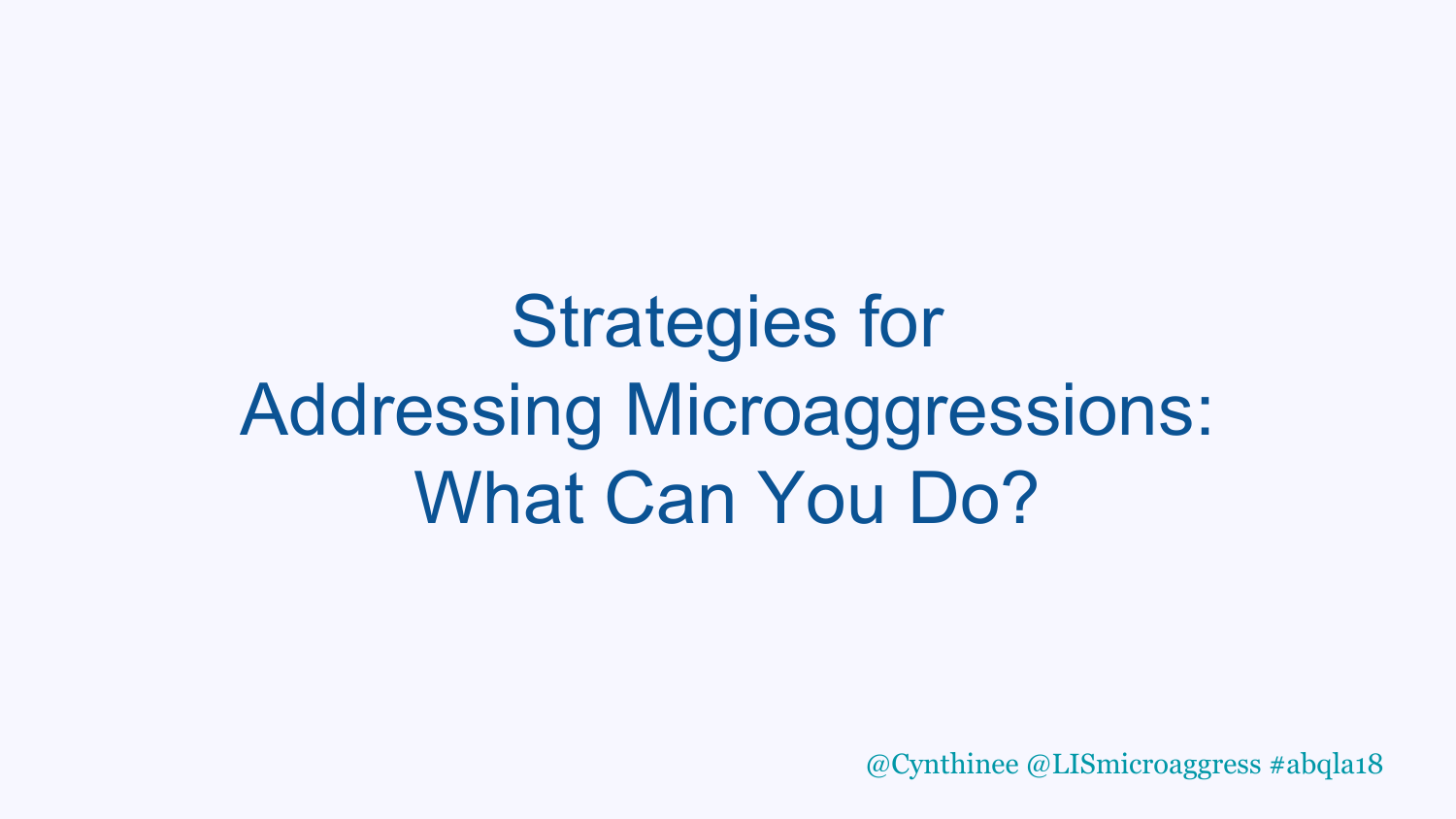# Strategies for Addressing Microaggressions: What Can You Do?

@Cynthinee @LISmicroaggress #abqla18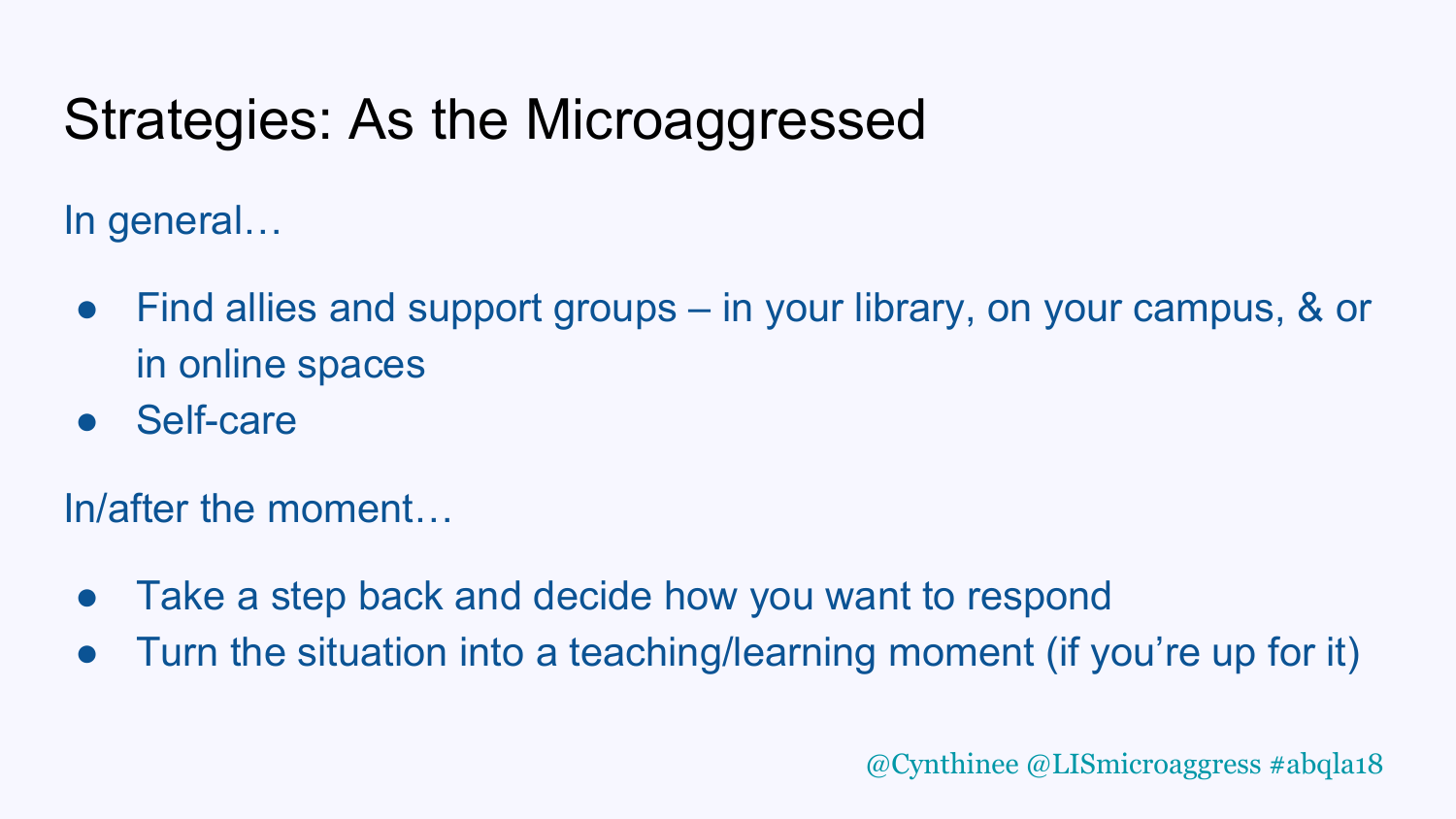# Strategies: As the Microaggressed

In general…

- Find allies and support groups – in your library, on your campus, & or in online spaces
- Self-care

In/after the moment…

- Take a step back and decide how you want to respond
- Turn the situation into a teaching/learning moment (if you're up for it)

@Cynthinee @LISmicroaggress #abqla18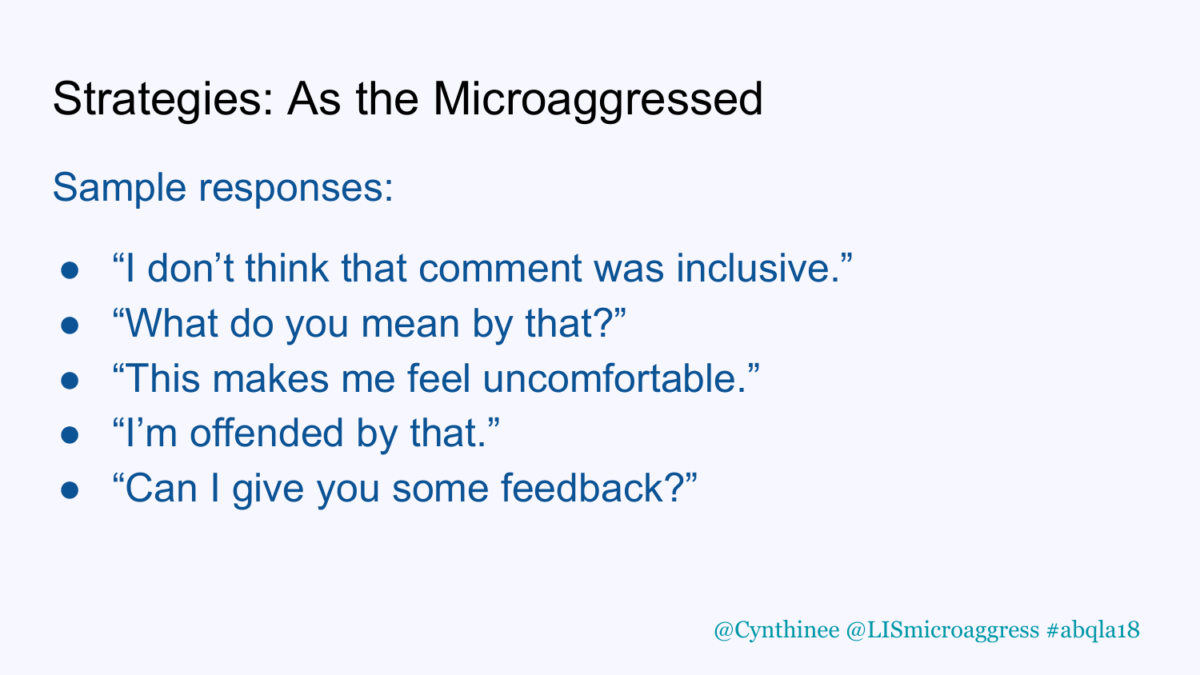# Strategies: As the Microaggressed

Sample responses:

- “I don’t think that comment was inclusive.”
- “What do you mean by that?”
- “This makes me feel uncomfortable.”
- “I’m offended by that.”
- “Can I give you some feedback?”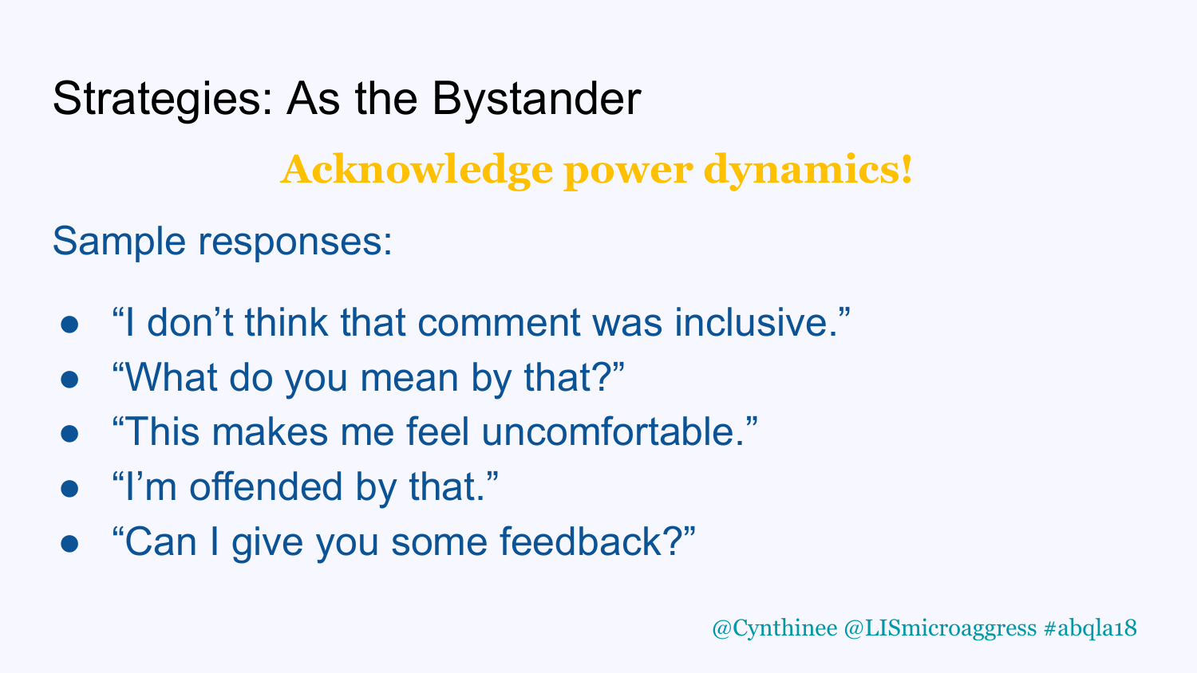# Strategies: As the Bystander

**Acknowledge power dynamics!**

Sample responses:

- “I don’t think that comment was inclusive.”
- “What do you mean by that?”
- “This makes me feel uncomfortable.”
- “I’m offended by that.”
- “Can I give you some feedback?”

@Cynthinee @LISmicroaggress #abqla18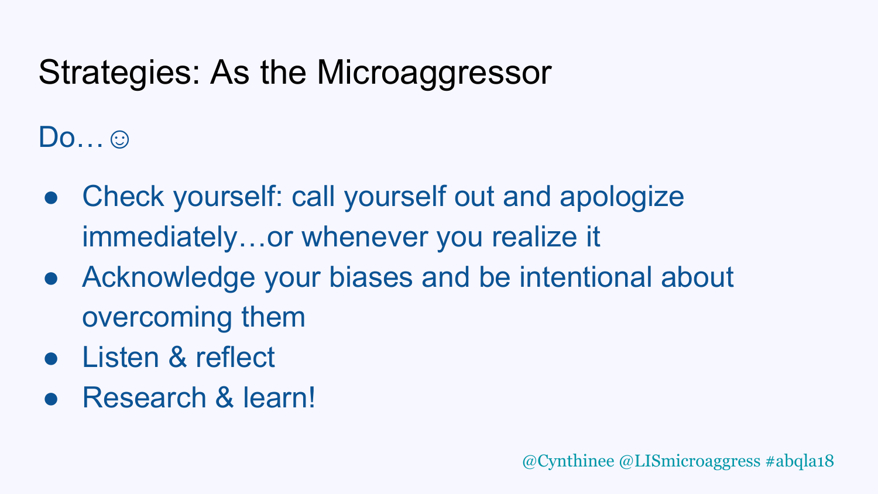# Strategies: As the Microaggressor

Do…☺

- Check yourself: call yourself out and apologize immediately…or whenever you realize it
- Acknowledge your biases and be intentional about overcoming them
- Listen & reflect
- Research & learn!

@Cynthinee @LISmicroaggress #abqla18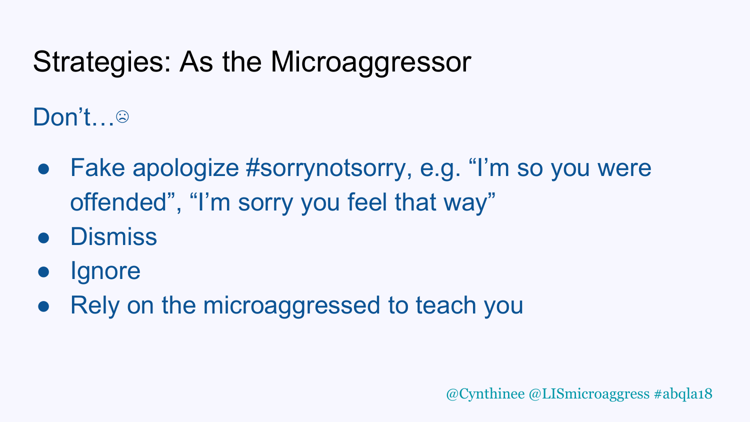# Strategies: As the Microaggressor

Don't…☹

- Fake apologize #sorrynotsorry, e.g. "I'm so you were offended", "I'm sorry you feel that way"
- Dismiss
- Ignore
- Rely on the microaggressed to teach you

@Cynthinee @LISmicroaggress #abqla18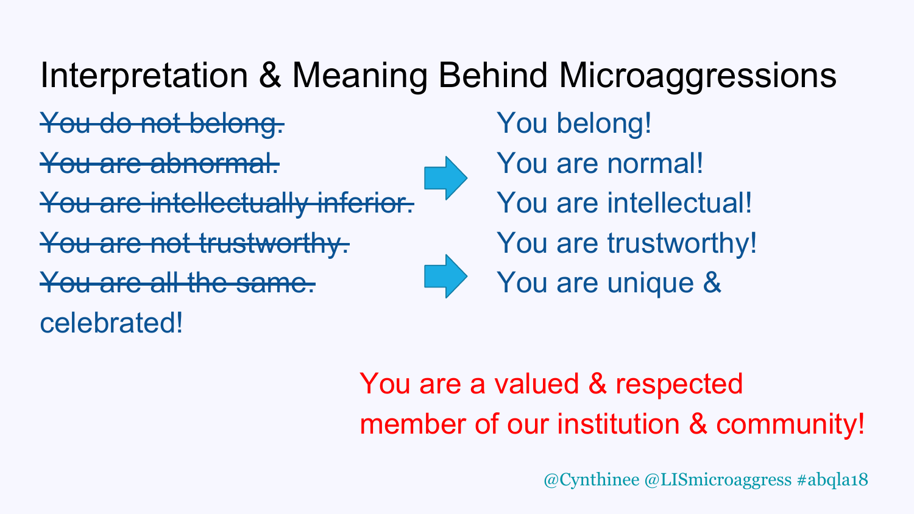# Interpretation & Meaning Behind Microaggressions

| | |
|---|---|
| ~~You do not belong.~~ | You belong! |
| ~~You are abnormal.~~ | You are normal! |
| ~~You are intellectually inferior.~~ | You are intellectual! |
| ~~You are not trustworthy.~~ | You are trustworthy! |
| ~~You are all the same.~~ | You are unique & celebrated! |

You are a valued & respected member of our institution & community!

@Cynthinee @LISmicroaggress #abqla18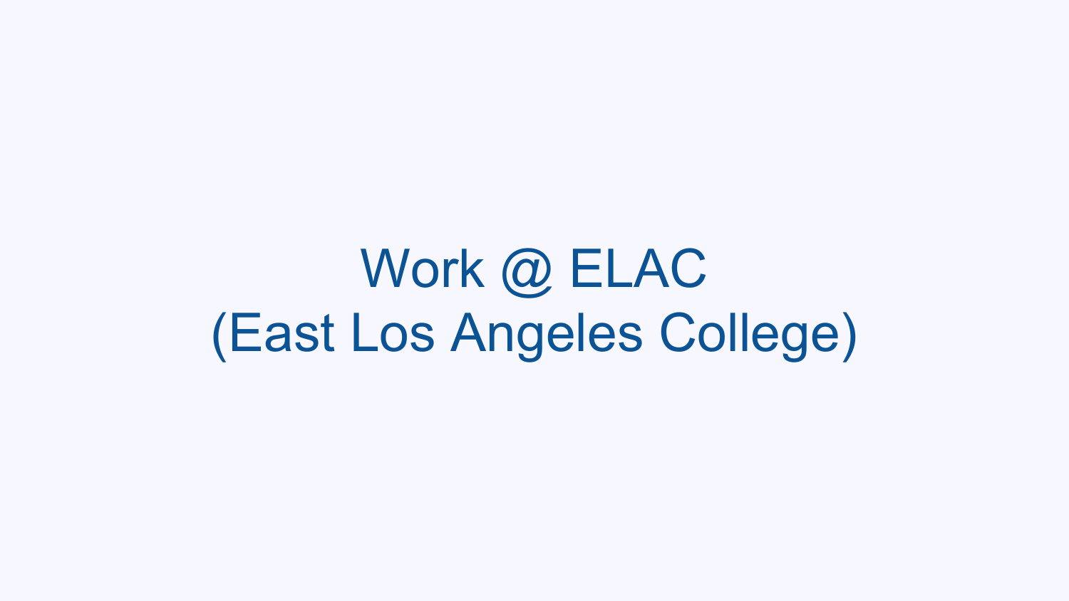# Work @ ELAC
# (East Los Angeles College)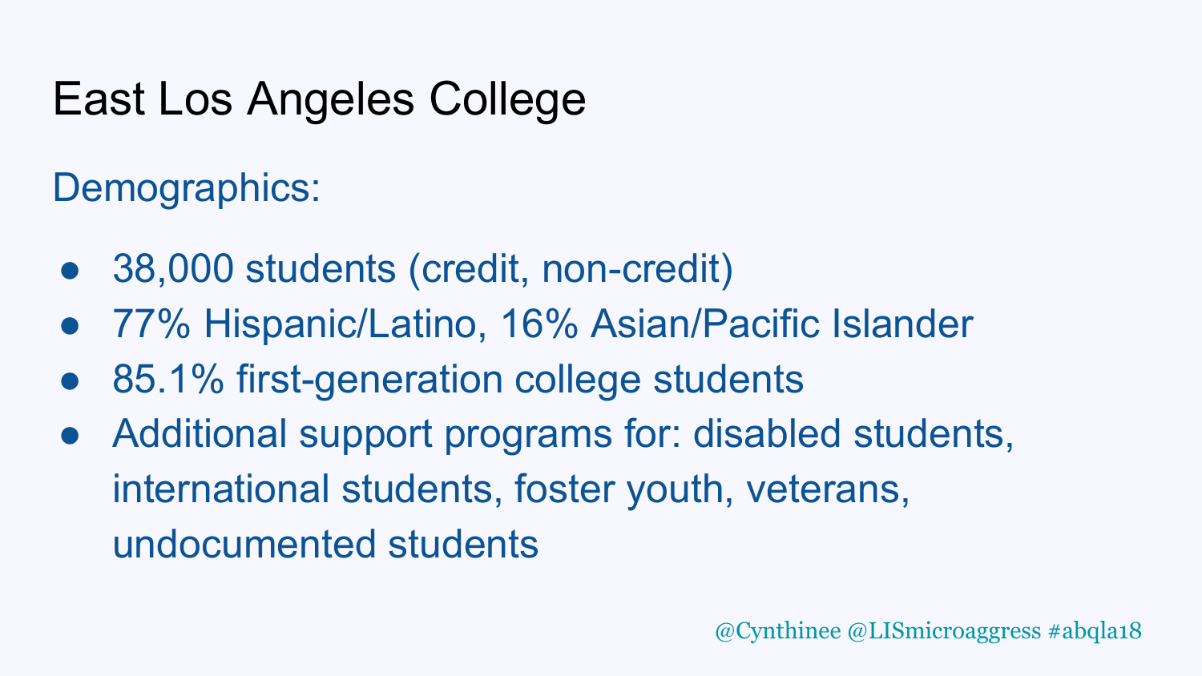# East Los Angeles College

## Demographics:

- 38,000 students (credit, non-credit)
- 77% Hispanic/Latino, 16% Asian/Pacific Islander
- 85.1% first-generation college students
- Additional support programs for: disabled students, international students, foster youth, veterans, undocumented students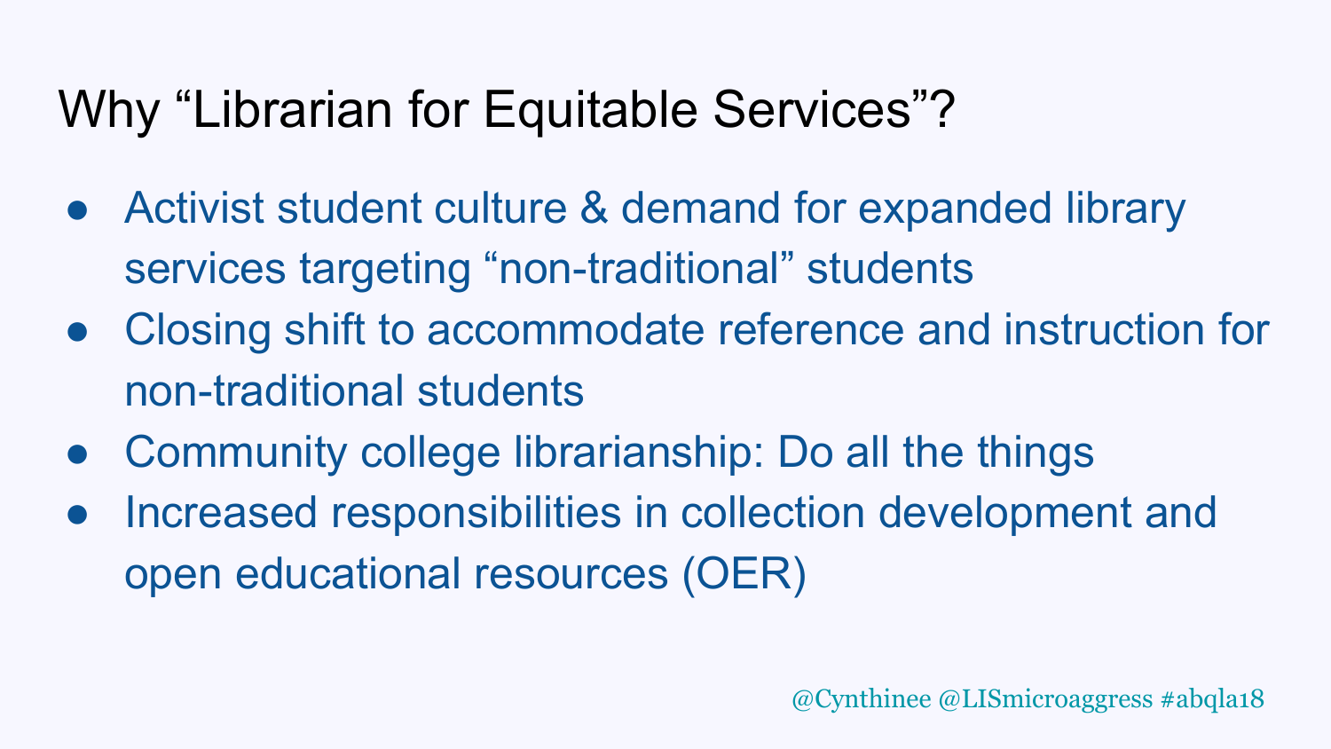# Why “Librarian for Equitable Services”?

- Activist student culture & demand for expanded library services targeting “non-traditional” students
- Closing shift to accommodate reference and instruction for non-traditional students
- Community college librarianship: Do all the things
- Increased responsibilities in collection development and open educational resources (OER)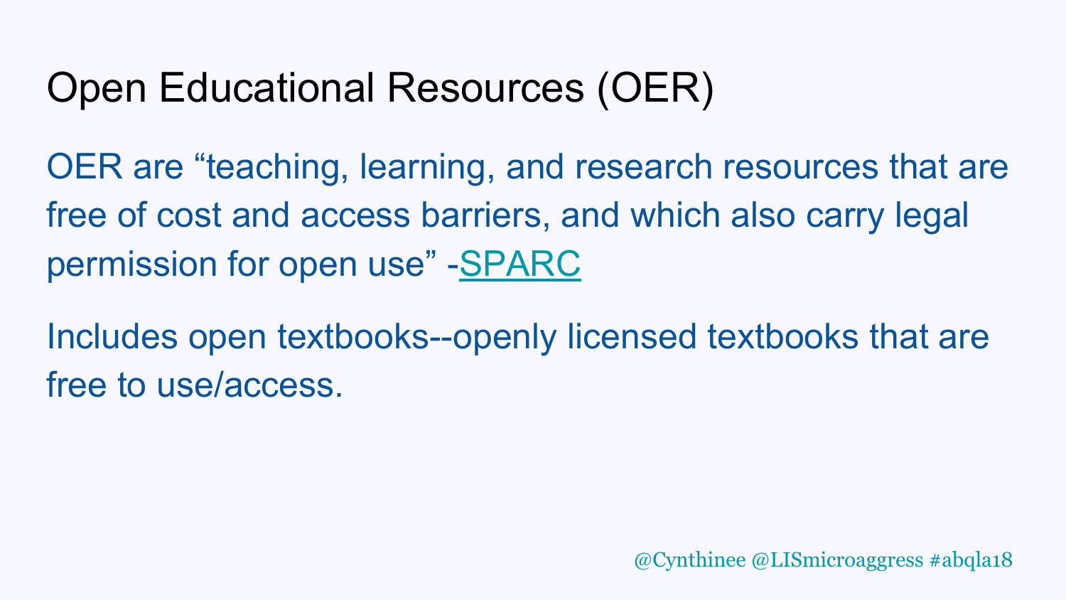# Open Educational Resources (OER)

OER are “teaching, learning, and research resources that are free of cost and access barriers, and which also carry legal permission for open use” -SPARC

Includes open textbooks--openly licensed textbooks that are free to use/access.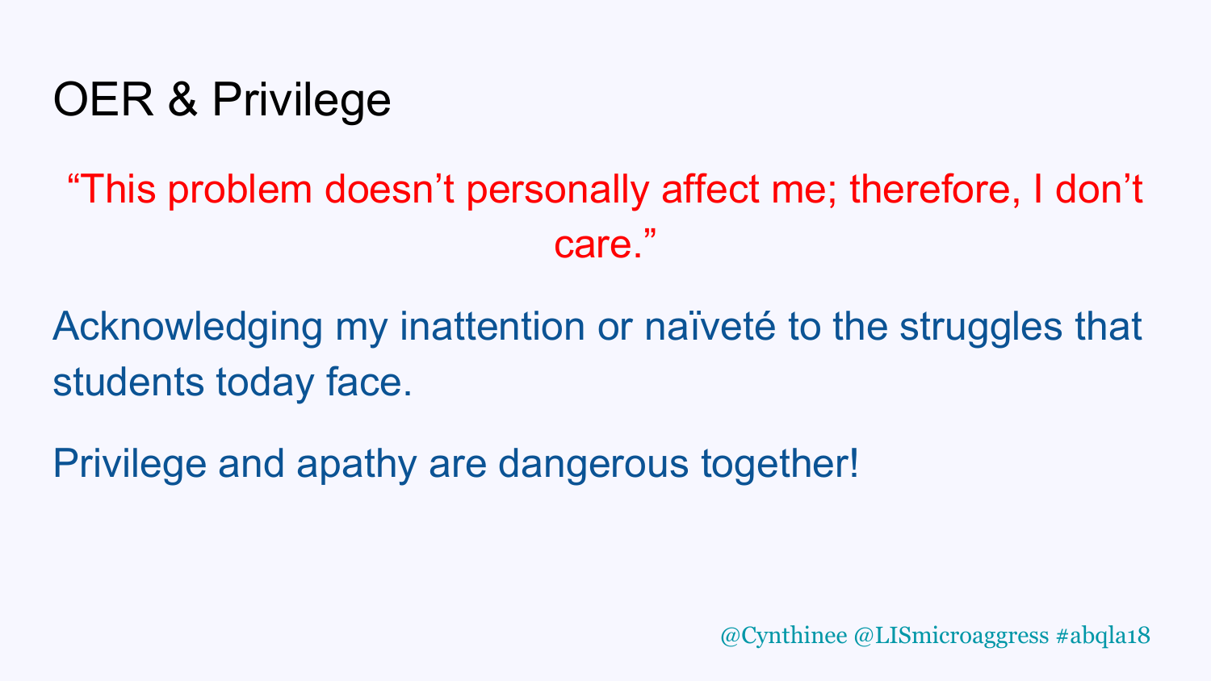# OER & Privilege

"This problem doesn't personally affect me; therefore, I don't care."

Acknowledging my inattention or naïveté to the struggles that students today face.

Privilege and apathy are dangerous together!

@Cynthinee @LISmicroaggress #abqla18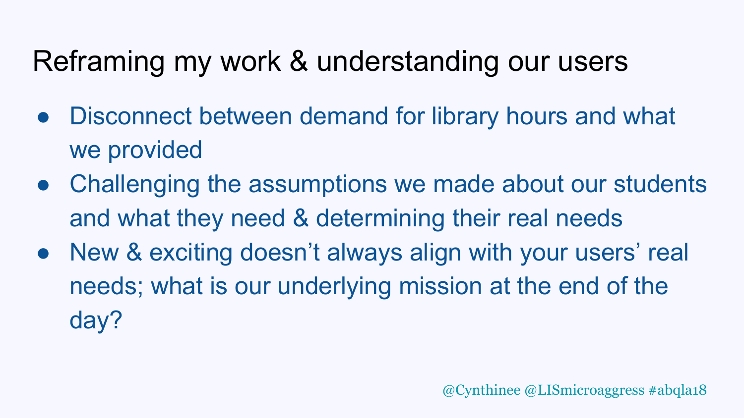# Reframing my work & understanding our users

- Disconnect between demand for library hours and what we provided
- Challenging the assumptions we made about our students and what they need & determining their real needs
- New & exciting doesn't always align with your users' real needs; what is our underlying mission at the end of the day?

@Cynthinee @LISmicroaggress #abqla18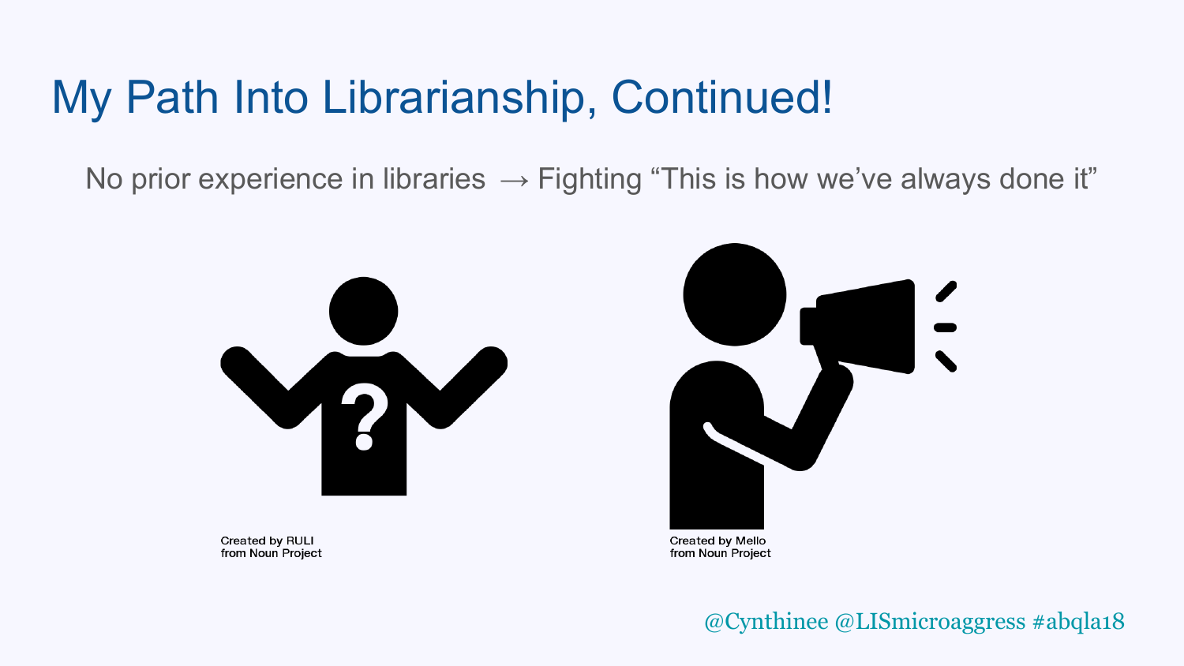# My Path Into Librarianship, Continued!

No prior experience in libraries → Fighting “This is how we’ve always done it”

Created by RULI from Noun Project

Created by Mello from Noun Project

@Cynthinee @LISmicroaggress #abqla18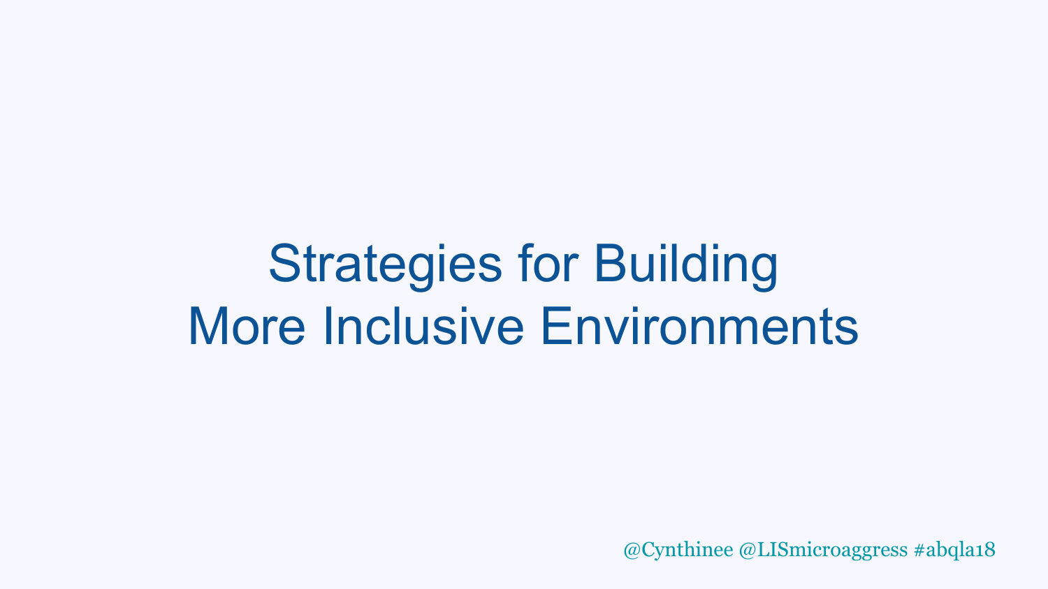# Strategies for Building More Inclusive Environments

@Cynthinee @LISmicroaggress #abqla18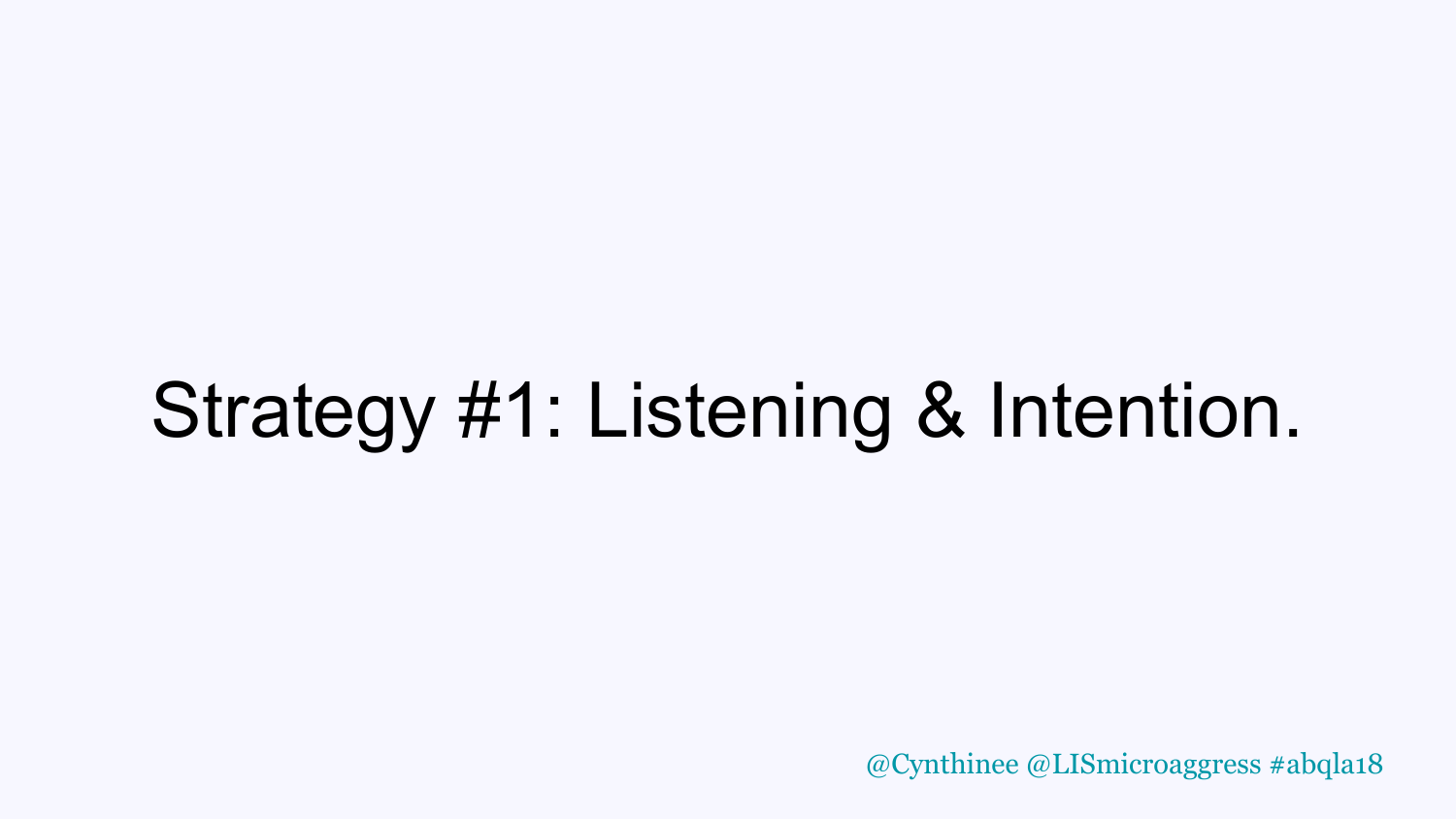# Strategy #1: Listening & Intention.

@Cynthinee @LISmicroaggress #abqla18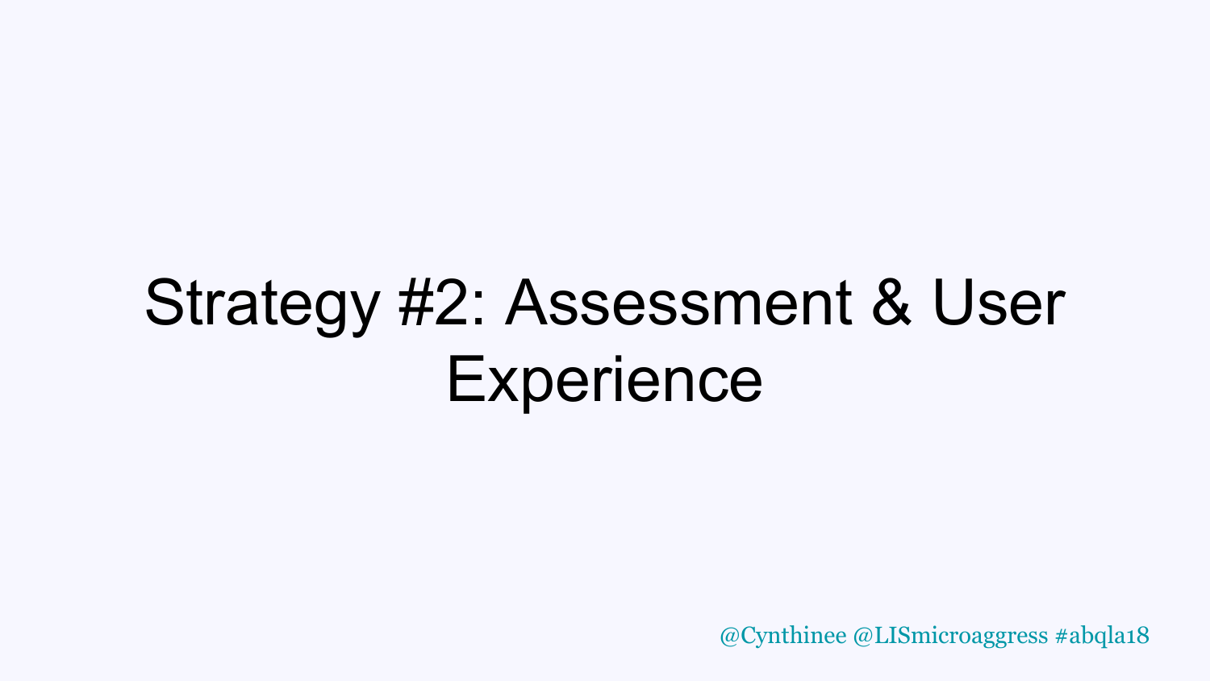# Strategy #2: Assessment & User Experience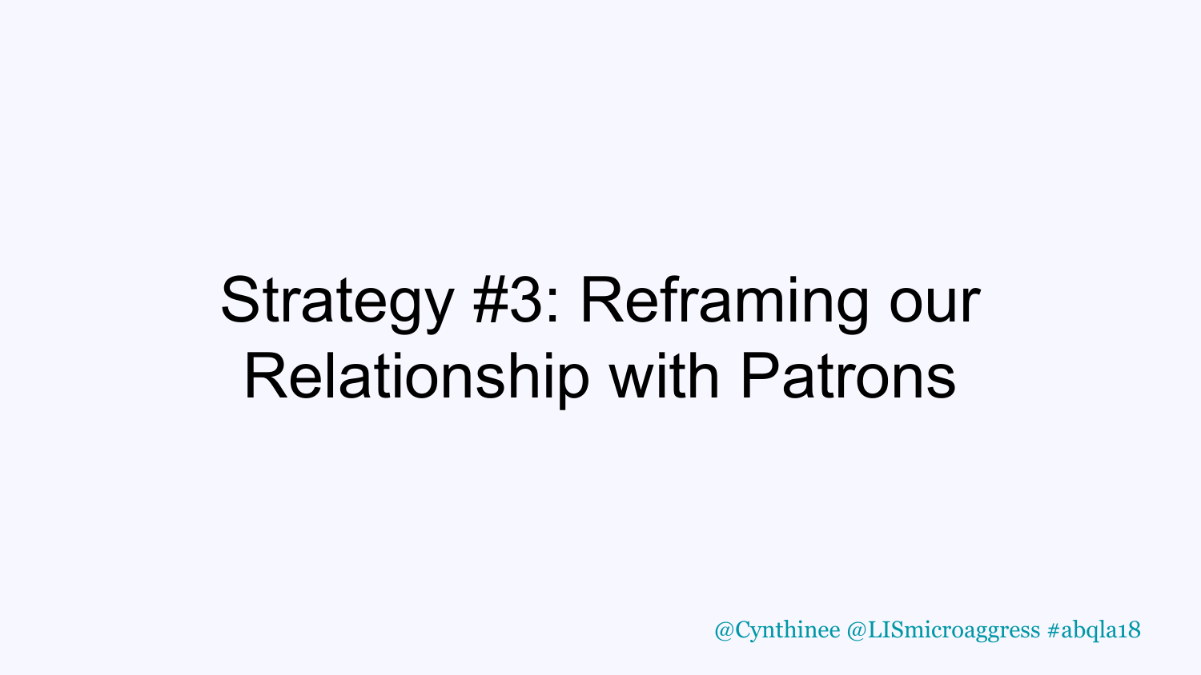# Strategy #3: Reframing our Relationship with Patrons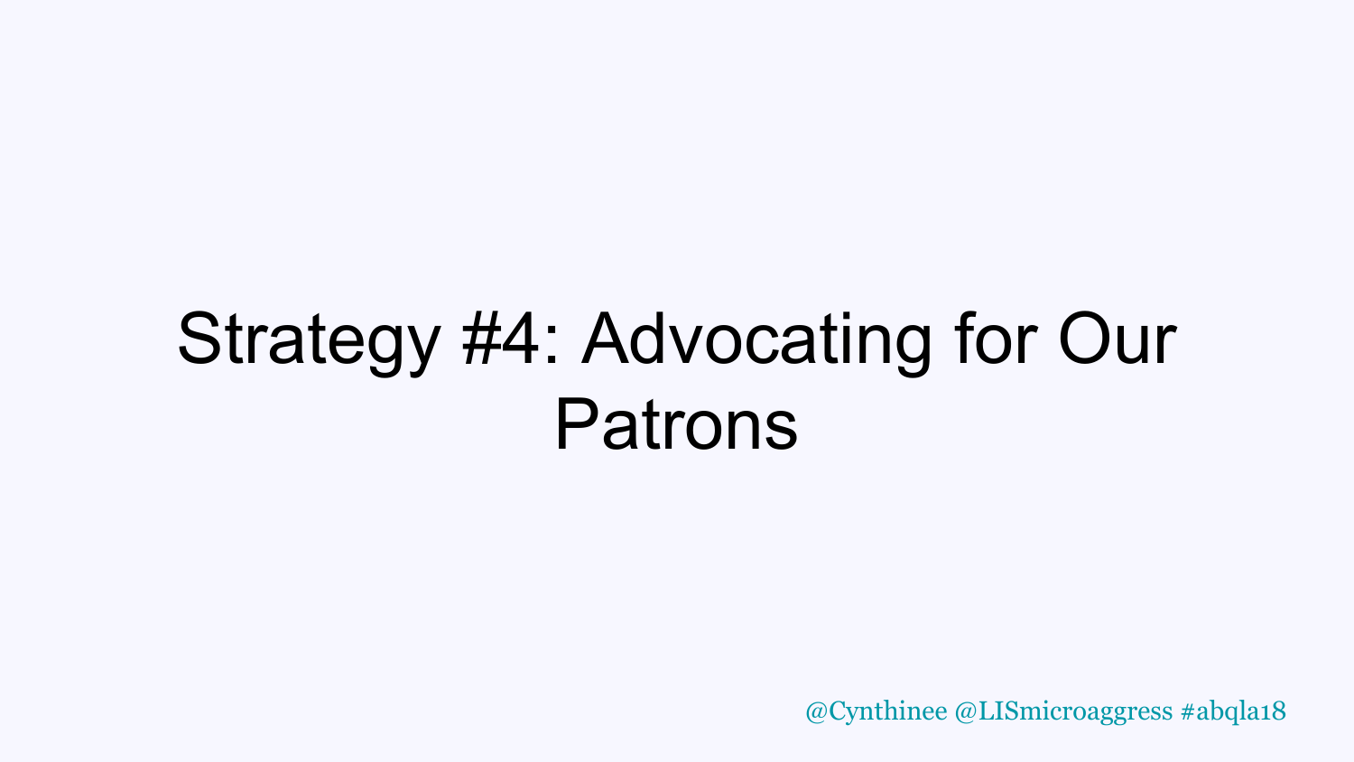# Strategy #4: Advocating for Our Patrons

@Cynthinee @LISmicroaggress #abqla18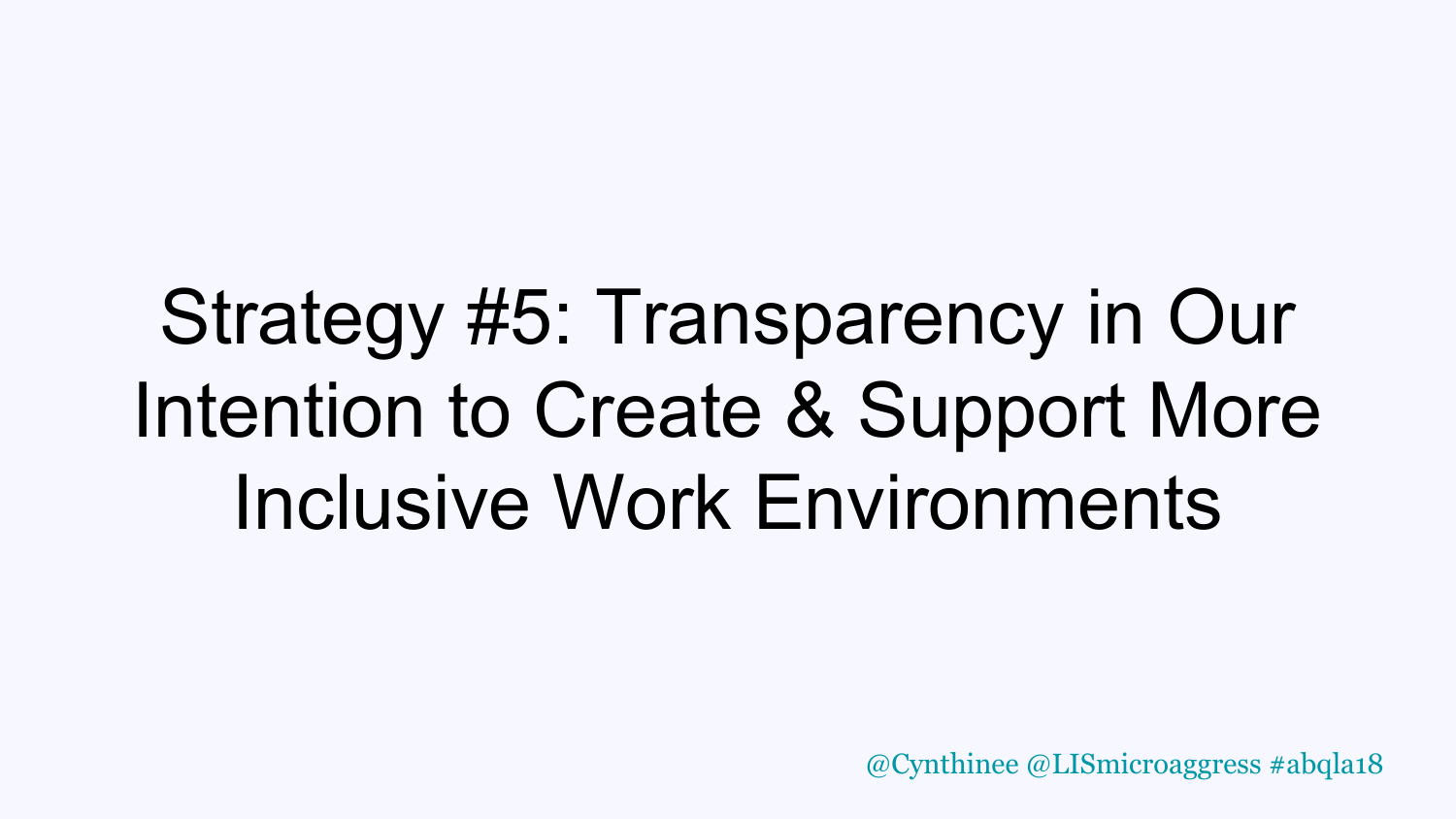# Strategy #5: Transparency in Our Intention to Create & Support More Inclusive Work Environments

@Cynthinee @LISmicroaggress #abqla18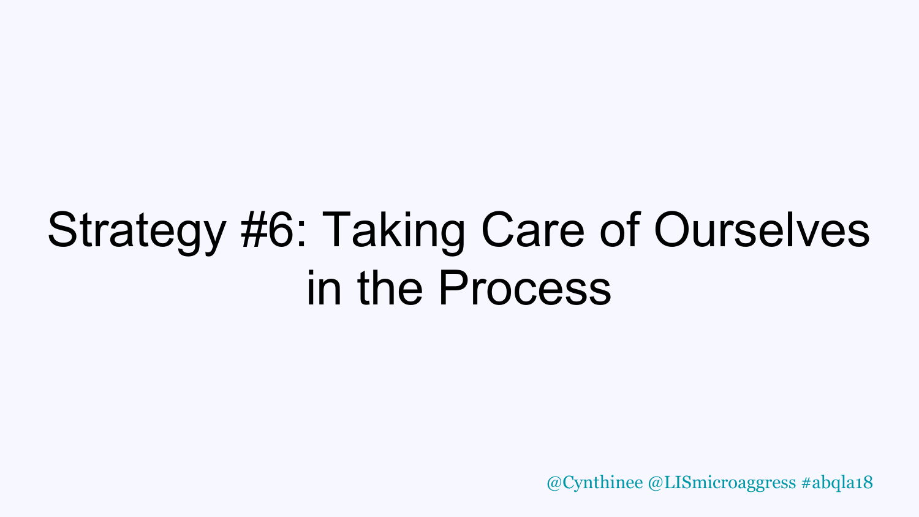# Strategy #6: Taking Care of Ourselves in the Process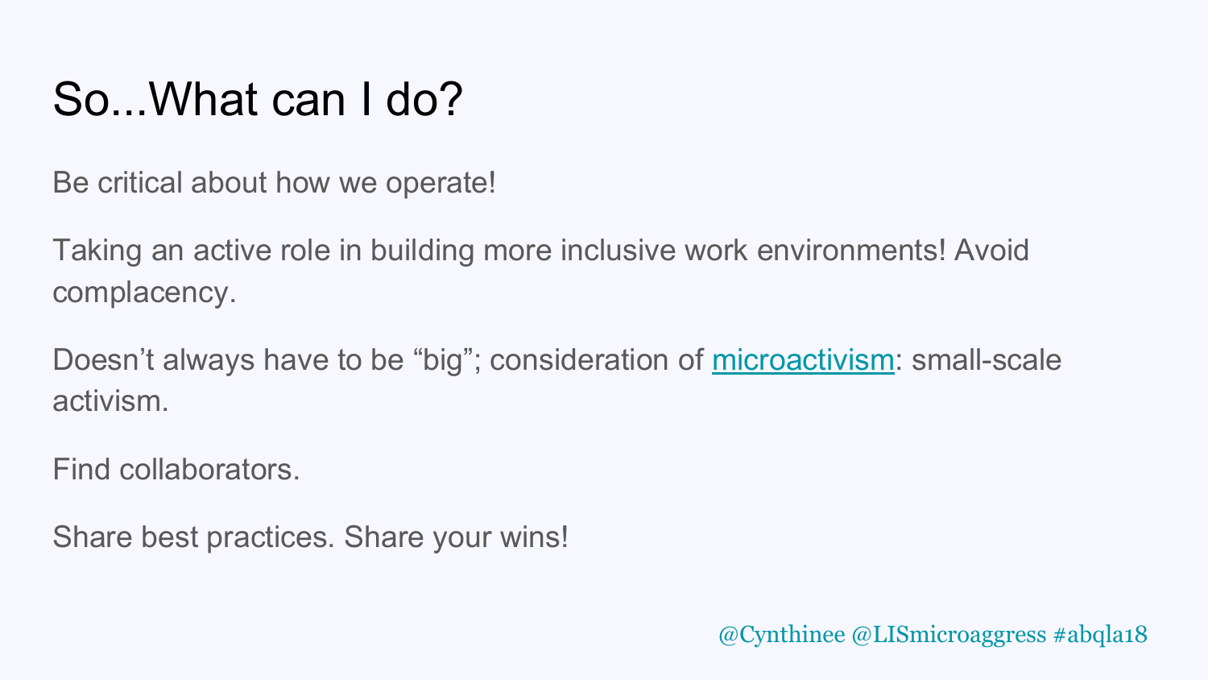# So...What can I do?

Be critical about how we operate!

Taking an active role in building more inclusive work environments! Avoid complacency.

Doesn't always have to be "big"; consideration of microactivism: small-scale activism.

Find collaborators.

Share best practices. Share your wins!

@Cynthinee @LISmicroaggress #abqla18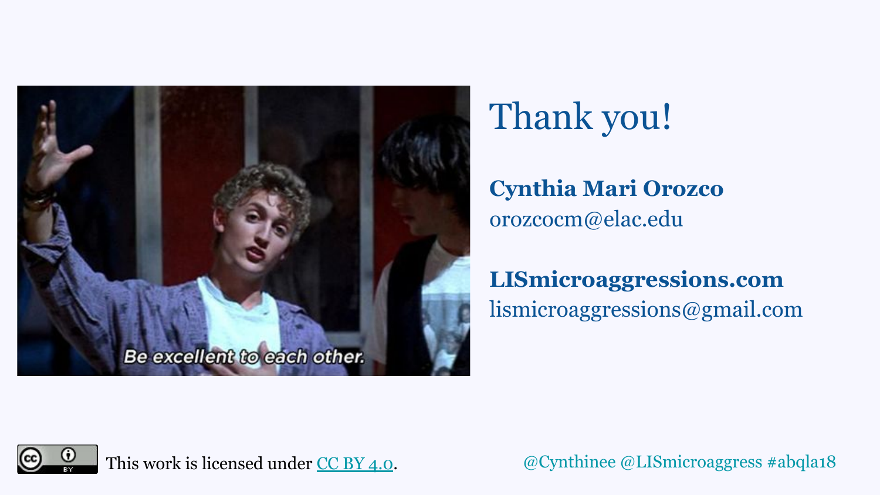# Thank you!

**Cynthia Mari Orozco**
orozcocm@elac.edu

**LISmicroaggressions.com**
lismicroaggressions@gmail.com

This work is licensed under CC BY 4.0.

@Cynthinee @LISmicroaggress #abqla18